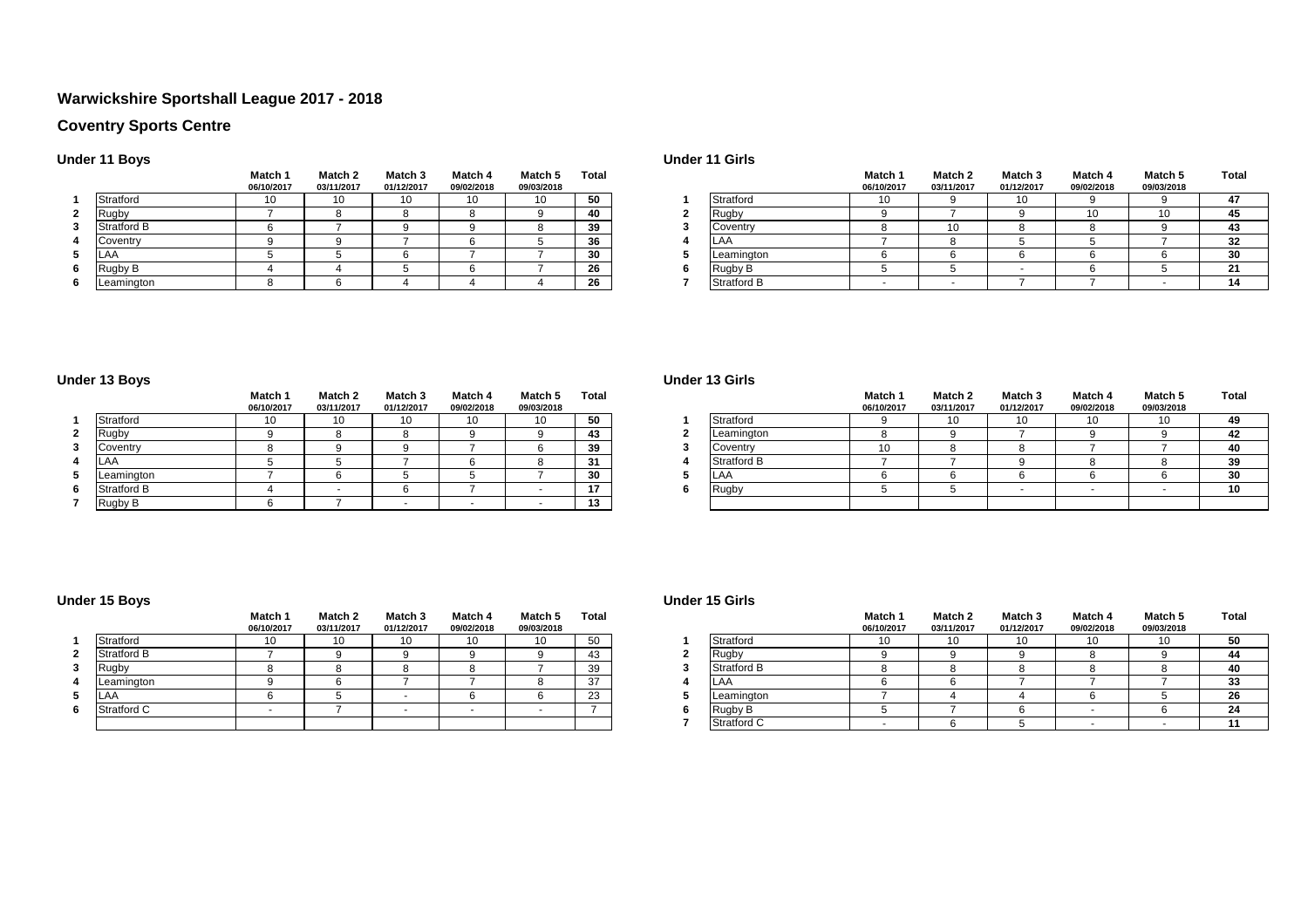# Warwickshire Sportshall League 2017 - 2018

## Coventry Sports Centre

### Under 11 Boys

| | | Match 1 06/10/2017 | Match 2 03/11/2017 | Match 3 01/12/2017 | Match 4 09/02/2018 | Match 5 09/03/2018 | Total |
|---|---|---|---|---|---|---|---|
| 1 | Stratford | 10 | 10 | 10 | 10 | 10 | 50 |
| 2 | Rugby | 7 | 8 | 8 | 8 | 9 | 40 |
| 3 | Stratford B | 6 | 7 | 9 | 9 | 8 | 39 |
| 4 | Coventry | 9 | 9 | 7 | 6 | 5 | 36 |
| 5 | LAA | 5 | 5 | 6 | 7 | 7 | 30 |
| 6 | Rugby B | 4 | 4 | 5 | 6 | 7 | 26 |
| 6 | Leamington | 8 | 6 | 4 | 4 | 4 | 26 |

### Under 11 Girls

| | | Match 1 06/10/2017 | Match 2 03/11/2017 | Match 3 01/12/2017 | Match 4 09/02/2018 | Match 5 09/03/2018 | Total |
|---|---|---|---|---|---|---|---|
| 1 | Stratford | 10 | 9 | 10 | 9 | 9 | 47 |
| 2 | Rugby | 9 | 7 | 9 | 10 | 10 | 45 |
| 3 | Coventry | 8 | 10 | 8 | 8 | 9 | 43 |
| 4 | LAA | 7 | 8 | 5 | 5 | 7 | 32 |
| 5 | Leamington | 6 | 6 | 6 | 6 | 6 | 30 |
| 6 | Rugby B | 5 | 5 | - | 6 | 5 | 21 |
| 7 | Stratford B | - | - | 7 | 7 | - | 14 |

### Under 13 Boys

| | | Match 1 06/10/2017 | Match 2 03/11/2017 | Match 3 01/12/2017 | Match 4 09/02/2018 | Match 5 09/03/2018 | Total |
|---|---|---|---|---|---|---|---|
| 1 | Stratford | 10 | 10 | 10 | 10 | 10 | 50 |
| 2 | Rugby | 9 | 8 | 8 | 9 | 9 | 43 |
| 3 | Coventry | 8 | 9 | 9 | 7 | 6 | 39 |
| 4 | LAA | 5 | 5 | 7 | 6 | 8 | 31 |
| 5 | Leamington | 7 | 6 | 5 | 5 | 7 | 30 |
| 6 | Stratford B | 4 | - | 6 | 7 | - | 17 |
| 7 | Rugby B | 6 | 7 | - | - | - | 13 |

### Under 13 Girls

| | | Match 1 06/10/2017 | Match 2 03/11/2017 | Match 3 01/12/2017 | Match 4 09/02/2018 | Match 5 09/03/2018 | Total |
|---|---|---|---|---|---|---|---|
| 1 | Stratford | 9 | 10 | 10 | 10 | 10 | 49 |
| 2 | Leamington | 8 | 9 | 7 | 9 | 9 | 42 |
| 3 | Coventry | 10 | 8 | 8 | 7 | 7 | 40 |
| 4 | Stratford B | 7 | 7 | 9 | 8 | 8 | 39 |
| 5 | LAA | 6 | 6 | 6 | 6 | 6 | 30 |
| 6 | Rugby | 5 | 5 | - | - | - | 10 |
| | | | | | | | |

### Under 15 Boys

| | | Match 1 06/10/2017 | Match 2 03/11/2017 | Match 3 01/12/2017 | Match 4 09/02/2018 | Match 5 09/03/2018 | Total |
|---|---|---|---|---|---|---|---|
| 1 | Stratford | 10 | 10 | 10 | 10 | 10 | 50 |
| 2 | Stratford B | 7 | 9 | 9 | 9 | 9 | 43 |
| 3 | Rugby | 8 | 8 | 8 | 8 | 7 | 39 |
| 4 | Leamington | 9 | 6 | 7 | 7 | 8 | 37 |
| 5 | LAA | 6 | 5 | - | 6 | 6 | 23 |
| 6 | Stratford C | - | 7 | - | - | - | 7 |
| | | | | | | | |

### Under 15 Girls

| | | Match 1 06/10/2017 | Match 2 03/11/2017 | Match 3 01/12/2017 | Match 4 09/02/2018 | Match 5 09/03/2018 | Total |
|---|---|---|---|---|---|---|---|
| 1 | Stratford | 10 | 10 | 10 | 10 | 10 | 50 |
| 2 | Rugby | 9 | 9 | 9 | 8 | 9 | 44 |
| 3 | Stratford B | 8 | 8 | 8 | 8 | 8 | 40 |
| 4 | LAA | 6 | 6 | 7 | 7 | 7 | 33 |
| 5 | Leamington | 7 | 4 | 4 | 6 | 5 | 26 |
| 6 | Rugby B | 5 | 7 | 6 | - | 6 | 24 |
| 7 | Stratford C | - | 6 | 5 | - | - | 11 |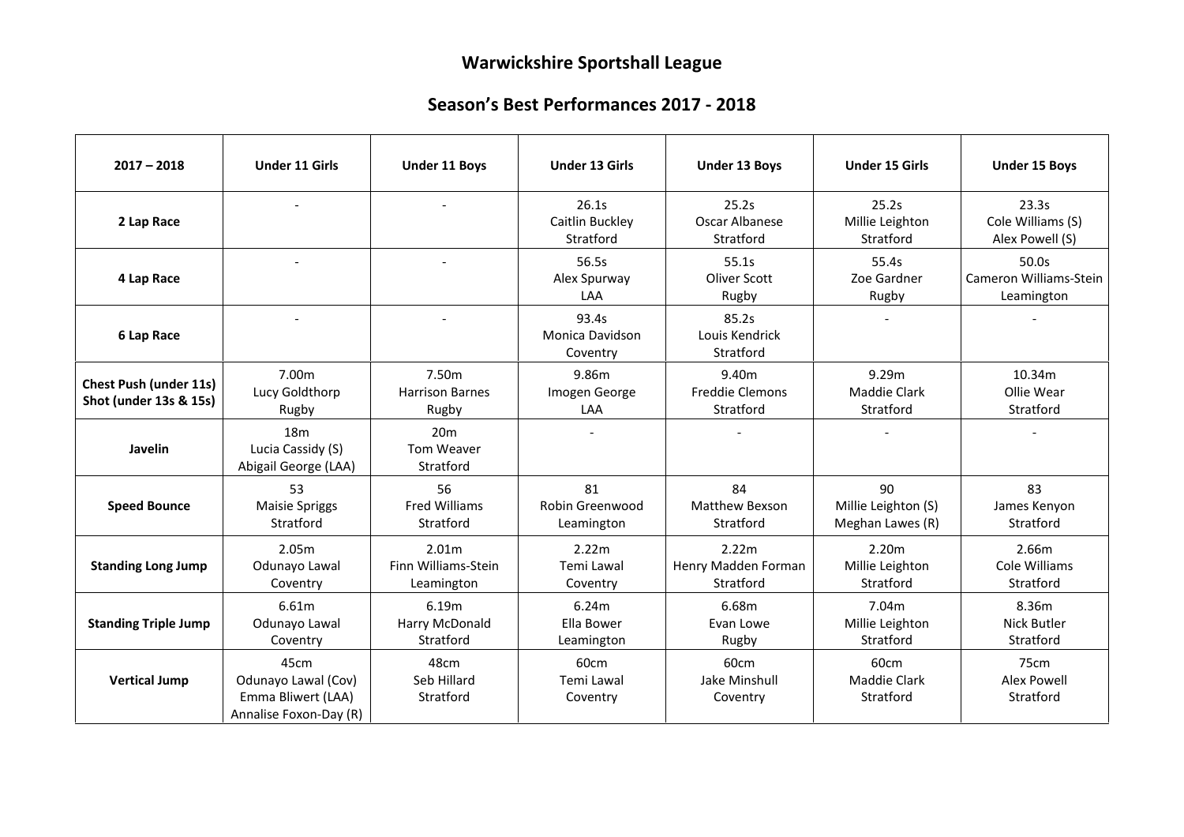# Warwickshire Sportshall League

## Season's Best Performances 2017 - 2018

| 2017 – 2018 | Under 11 Girls | Under 11 Boys | Under 13 Girls | Under 13 Boys | Under 15 Girls | Under 15 Boys |
|---|---|---|---|---|---|---|
| **2 Lap Race** | - | - | 26.1s<br>Caitlin Buckley<br>Stratford | 25.2s<br>Oscar Albanese<br>Stratford | 25.2s<br>Millie Leighton<br>Stratford | 23.3s<br>Cole Williams (S)<br>Alex Powell (S) |
| **4 Lap Race** | - | - | 56.5s<br>Alex Spurway<br>LAA | 55.1s<br>Oliver Scott<br>Rugby | 55.4s<br>Zoe Gardner<br>Rugby | 50.0s<br>Cameron Williams-Stein<br>Leamington |
| **6 Lap Race** | - | - | 93.4s<br>Monica Davidson<br>Coventry | 85.2s<br>Louis Kendrick<br>Stratford | - | - |
| **Chest Push (under 11s)<br>Shot (under 13s & 15s)** | 7.00m<br>Lucy Goldthorp<br>Rugby | 7.50m<br>Harrison Barnes<br>Rugby | 9.86m<br>Imogen George<br>LAA | 9.40m<br>Freddie Clemons<br>Stratford | 9.29m<br>Maddie Clark<br>Stratford | 10.34m<br>Ollie Wear<br>Stratford |
| **Javelin** | 18m<br>Lucia Cassidy (S)<br>Abigail George (LAA) | 20m<br>Tom Weaver<br>Stratford | - | - | - | - |
| **Speed Bounce** | 53<br>Maisie Spriggs<br>Stratford | 56<br>Fred Williams<br>Stratford | 81<br>Robin Greenwood<br>Leamington | 84<br>Matthew Bexson<br>Stratford | 90<br>Millie Leighton (S)<br>Meghan Lawes (R) | 83<br>James Kenyon<br>Stratford |
| **Standing Long Jump** | 2.05m<br>Odunayo Lawal<br>Coventry | 2.01m<br>Finn Williams-Stein<br>Leamington | 2.22m<br>Temi Lawal<br>Coventry | 2.22m<br>Henry Madden Forman<br>Stratford | 2.20m<br>Millie Leighton<br>Stratford | 2.66m<br>Cole Williams<br>Stratford |
| **Standing Triple Jump** | 6.61m<br>Odunayo Lawal<br>Coventry | 6.19m<br>Harry McDonald<br>Stratford | 6.24m<br>Ella Bower<br>Leamington | 6.68m<br>Evan Lowe<br>Rugby | 7.04m<br>Millie Leighton<br>Stratford | 8.36m<br>Nick Butler<br>Stratford |
| **Vertical Jump** | 45cm<br>Odunayo Lawal (Cov)<br>Emma Bliwert (LAA)<br>Annalise Foxon-Day (R) | 48cm<br>Seb Hillard<br>Stratford | 60cm<br>Temi Lawal<br>Coventry | 60cm<br>Jake Minshull<br>Coventry | 60cm<br>Maddie Clark<br>Stratford | 75cm<br>Alex Powell<br>Stratford |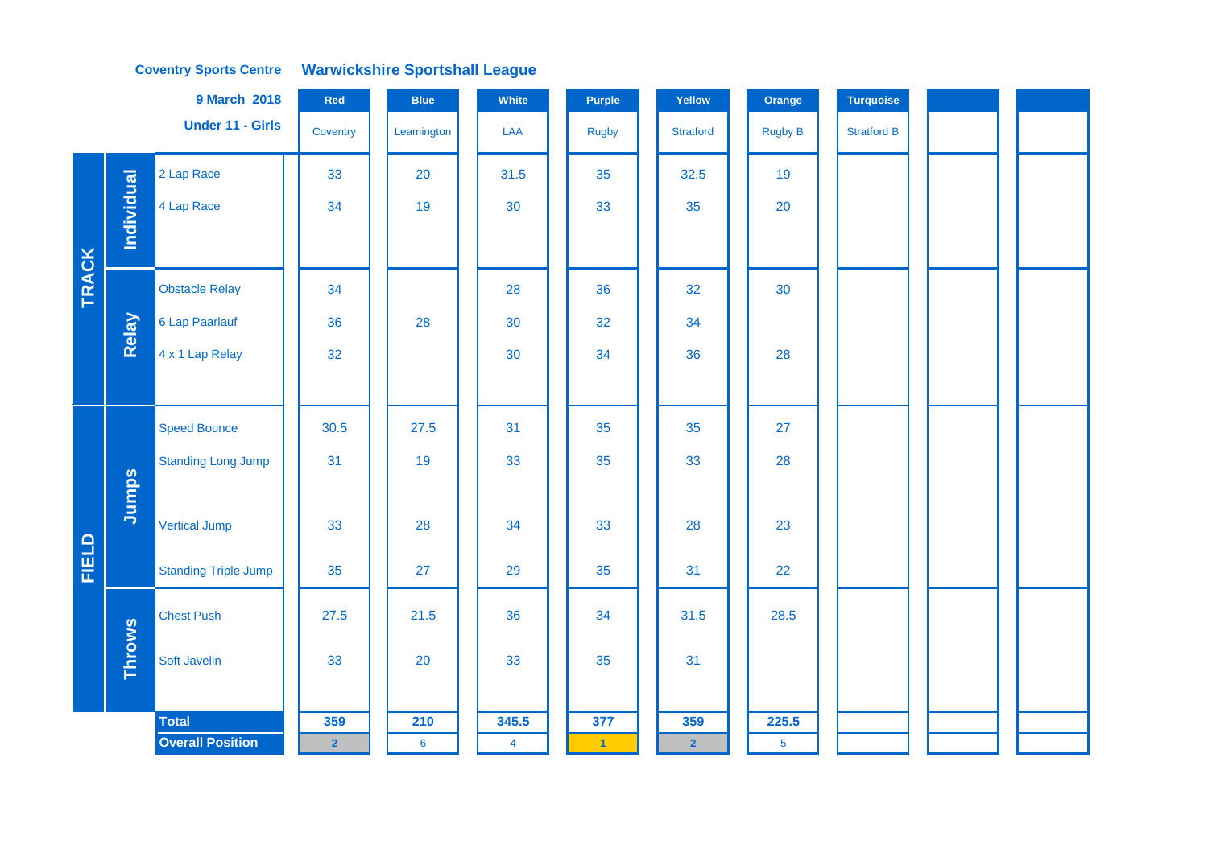**Coventry Sports Centre** **Warwickshire Sportshall League**

**9 March 2018**

**Under 11 - Girls**

| | | | Red | Blue | White | Purple | Yellow | Orange | Turquoise | | |
|---|---|---|---|---|---|---|---|---|---|---|---|
| | | | Coventry | Leamington | LAA | Rugby | Stratford | Rugby B | Stratford B | | |
| TRACK | Individual | 2 Lap Race | 33 | 20 | 31.5 | 35 | 32.5 | 19 | | | |
| | | 4 Lap Race | 34 | 19 | 30 | 33 | 35 | 20 | | | |
| | Relay | Obstacle Relay | 34 | | 28 | 36 | 32 | 30 | | | |
| | | 6 Lap Paarlauf | 36 | 28 | 30 | 32 | 34 | | | | |
| | | 4 x 1 Lap Relay | 32 | | 30 | 34 | 36 | 28 | | | |
| FIELD | Jumps | Speed Bounce | 30.5 | 27.5 | 31 | 35 | 35 | 27 | | | |
| | | Standing Long Jump | 31 | 19 | 33 | 35 | 33 | 28 | | | |
| | | Vertical Jump | 33 | 28 | 34 | 33 | 28 | 23 | | | |
| | | Standing Triple Jump | 35 | 27 | 29 | 35 | 31 | 22 | | | |
| | Throws | Chest Push | 27.5 | 21.5 | 36 | 34 | 31.5 | 28.5 | | | |
| | | Soft Javelin | 33 | 20 | 33 | 35 | 31 | | | | |
| | | **Total** | **359** | **210** | **345.5** | **377** | **359** | **225.5** | | | |
| | | **Overall Position** | 2 | 6 | 4 | 1 | 2 | 5 | | | |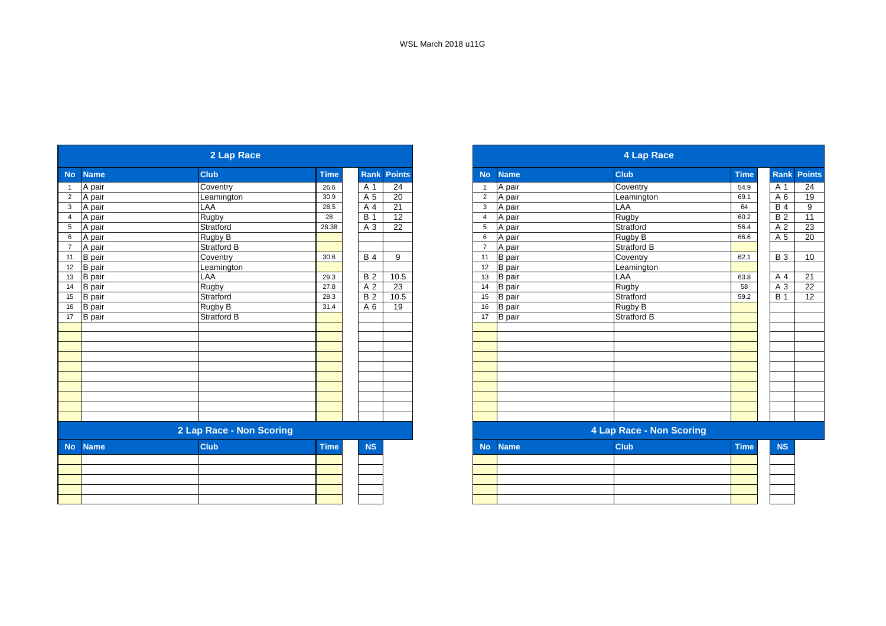WSL March 2018 u11G

## 2 Lap Race

| No | Name | Club | Time | Rank | Points |
|---|---|---|---|---|---|
| 1 | A pair | Coventry | 26.6 | A 1 | 24 |
| 2 | A pair | Leamington | 30.9 | A 5 | 20 |
| 3 | A pair | LAA | 28.5 | A 4 | 21 |
| 4 | A pair | Rugby | 28 | B 1 | 12 |
| 5 | A pair | Stratford | 28.38 | A 3 | 22 |
| 6 | A pair | Rugby B | | | |
| 7 | A pair | Stratford B | | | |
| 11 | B pair | Coventry | 30.6 | B 4 | 9 |
| 12 | B pair | Leamington | | | |
| 13 | B pair | LAA | 29.3 | B 2 | 10.5 |
| 14 | B pair | Rugby | 27.8 | A 2 | 23 |
| 15 | B pair | Stratford | 29.3 | B 2 | 10.5 |
| 16 | B pair | Rugby B | 31.4 | A 6 | 19 |
| 17 | B pair | Stratford B | | | |

## 2 Lap Race - Non Scoring

| No | Name | Club | Time | NS |
|---|---|---|---|---|
| | | | | |

## 4 Lap Race

| No | Name | Club | Time | Rank | Points |
|---|---|---|---|---|---|
| 1 | A pair | Coventry | 54.9 | A 1 | 24 |
| 2 | A pair | Leamington | 69.1 | A 6 | 19 |
| 3 | A pair | LAA | 64 | B 4 | 9 |
| 4 | A pair | Rugby | 60.2 | B 2 | 11 |
| 5 | A pair | Stratford | 56.4 | A 2 | 23 |
| 6 | A pair | Rugby B | 66.6 | A 5 | 20 |
| 7 | A pair | Stratford B | | | |
| 11 | B pair | Coventry | 62.1 | B 3 | 10 |
| 12 | B pair | Leamington | | | |
| 13 | B pair | LAA | 63.8 | A 4 | 21 |
| 14 | B pair | Rugby | 58 | A 3 | 22 |
| 15 | B pair | Stratford | 59.2 | B 1 | 12 |
| 16 | B pair | Rugby B | | | |
| 17 | B pair | Stratford B | | | |

## 4 Lap Race - Non Scoring

| No | Name | Club | Time | NS |
|---|---|---|---|---|
| | | | | |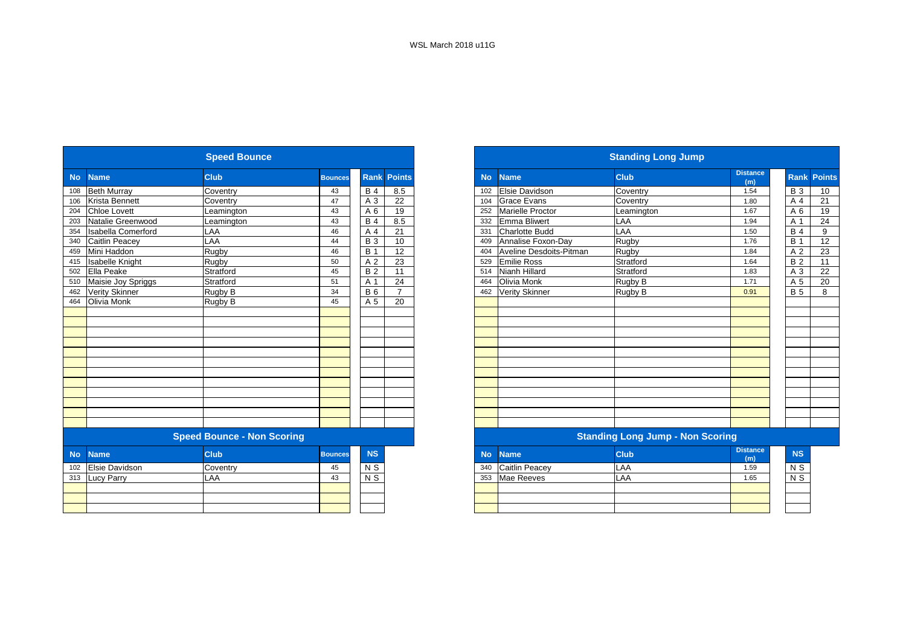WSL March 2018 u11G

## Speed Bounce

| No | Name | Club | Bounces | Rank | Points |
|---|---|---|---|---|---|
| 108 | Beth Murray | Coventry | 43 | B 4 | 8.5 |
| 106 | Krista Bennett | Coventry | 47 | A 3 | 22 |
| 204 | Chloe Lovett | Leamington | 43 | A 6 | 19 |
| 203 | Natalie Greenwood | Leamington | 43 | B 4 | 8.5 |
| 354 | Isabella Comerford | LAA | 46 | A 4 | 21 |
| 340 | Caitlin Peacey | LAA | 44 | B 3 | 10 |
| 459 | Mini Haddon | Rugby | 46 | B 1 | 12 |
| 415 | Isabelle Knight | Rugby | 50 | A 2 | 23 |
| 502 | Ella Peake | Stratford | 45 | B 2 | 11 |
| 510 | Maisie Joy Spriggs | Stratford | 51 | A 1 | 24 |
| 462 | Verity Skinner | Rugby B | 34 | B 6 | 7 |
| 464 | Olivia Monk | Rugby B | 45 | A 5 | 20 |

## Speed Bounce - Non Scoring

| No | Name | Club | Bounces | NS |
|---|---|---|---|---|
| 102 | Elsie Davidson | Coventry | 45 | N S |
| 313 | Lucy Parry | LAA | 43 | N S |

## Standing Long Jump

| No | Name | Club | Distance (m) | Rank | Points |
|---|---|---|---|---|---|
| 102 | Elsie Davidson | Coventry | 1.54 | B 3 | 10 |
| 104 | Grace Evans | Coventry | 1.80 | A 4 | 21 |
| 252 | Marielle Proctor | Leamington | 1.67 | A 6 | 19 |
| 332 | Emma Bliwert | LAA | 1.94 | A 1 | 24 |
| 331 | Charlotte Budd | LAA | 1.50 | B 4 | 9 |
| 409 | Annalise Foxon-Day | Rugby | 1.76 | B 1 | 12 |
| 404 | Aveline Desdoits-Pitman | Rugby | 1.84 | A 2 | 23 |
| 529 | Emilie Ross | Stratford | 1.64 | B 2 | 11 |
| 514 | Nianh Hillard | Stratford | 1.83 | A 3 | 22 |
| 464 | Olivia Monk | Rugby B | 1.71 | A 5 | 20 |
| 462 | Verity Skinner | Rugby B | 0.91 | B 5 | 8 |

## Standing Long Jump - Non Scoring

| No | Name | Club | Distance (m) | NS |
|---|---|---|---|---|
| 340 | Caitlin Peacey | LAA | 1.59 | N S |
| 353 | Mae Reeves | LAA | 1.65 | N S |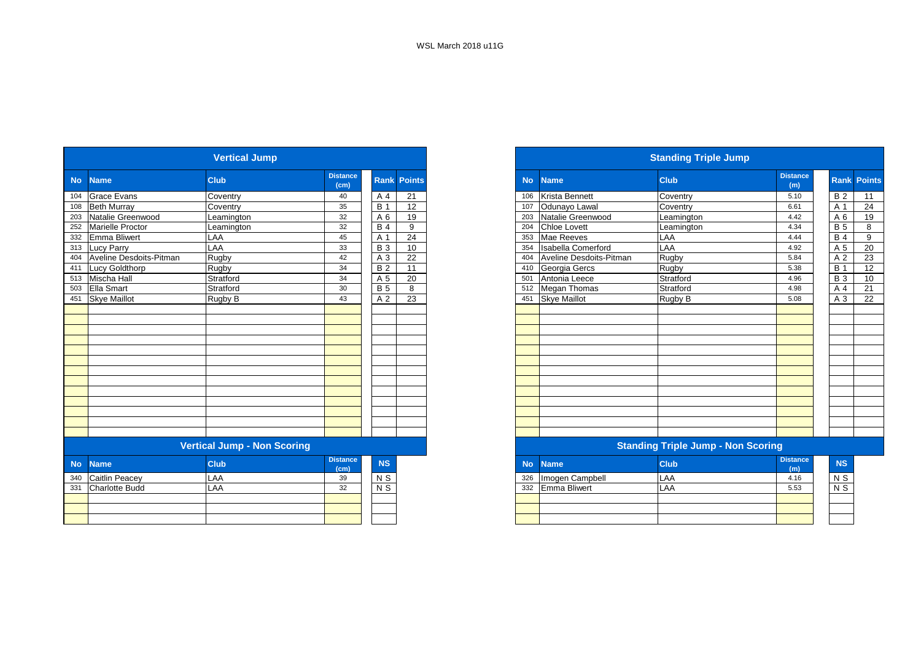WSL March 2018 u11G

## Vertical Jump

| No | Name | Club | Distance (cm) | Rank | Points |
|---|---|---|---|---|---|
| 104 | Grace Evans | Coventry | 40 | A 4 | 21 |
| 108 | Beth Murray | Coventry | 35 | B 1 | 12 |
| 203 | Natalie Greenwood | Leamington | 32 | A 6 | 19 |
| 252 | Marielle Proctor | Leamington | 32 | B 4 | 9 |
| 332 | Emma Bliwert | LAA | 45 | A 1 | 24 |
| 313 | Lucy Parry | LAA | 33 | B 3 | 10 |
| 404 | Aveline Desdoits-Pitman | Rugby | 42 | A 3 | 22 |
| 411 | Lucy Goldthorp | Rugby | 34 | B 2 | 11 |
| 513 | Mischa Hall | Stratford | 34 | A 5 | 20 |
| 503 | Ella Smart | Stratford | 30 | B 5 | 8 |
| 451 | Skye Maillot | Rugby B | 43 | A 2 | 23 |

## Vertical Jump - Non Scoring

| No | Name | Club | Distance (cm) | NS |
|---|---|---|---|---|
| 340 | Caitlin Peacey | LAA | 39 | N S |
| 331 | Charlotte Budd | LAA | 32 | N S |

## Standing Triple Jump

| No | Name | Club | Distance (m) | Rank | Points |
|---|---|---|---|---|---|
| 106 | Krista Bennett | Coventry | 5.10 | B 2 | 11 |
| 107 | Odunayo Lawal | Coventry | 6.61 | A 1 | 24 |
| 203 | Natalie Greenwood | Leamington | 4.42 | A 6 | 19 |
| 204 | Chloe Lovett | Leamington | 4.34 | B 5 | 8 |
| 353 | Mae Reeves | LAA | 4.44 | B 4 | 9 |
| 354 | Isabella Comerford | LAA | 4.92 | A 5 | 20 |
| 404 | Aveline Desdoits-Pitman | Rugby | 5.84 | A 2 | 23 |
| 410 | Georgia Gercs | Rugby | 5.38 | B 1 | 12 |
| 501 | Antonia Leece | Stratford | 4.96 | B 3 | 10 |
| 512 | Megan Thomas | Stratford | 4.98 | A 4 | 21 |
| 451 | Skye Maillot | Rugby B | 5.08 | A 3 | 22 |

## Standing Triple Jump - Non Scoring

| No | Name | Club | Distance (m) | NS |
|---|---|---|---|---|
| 326 | Imogen Campbell | LAA | 4.16 | N S |
| 332 | Emma Bliwert | LAA | 5.53 | N S |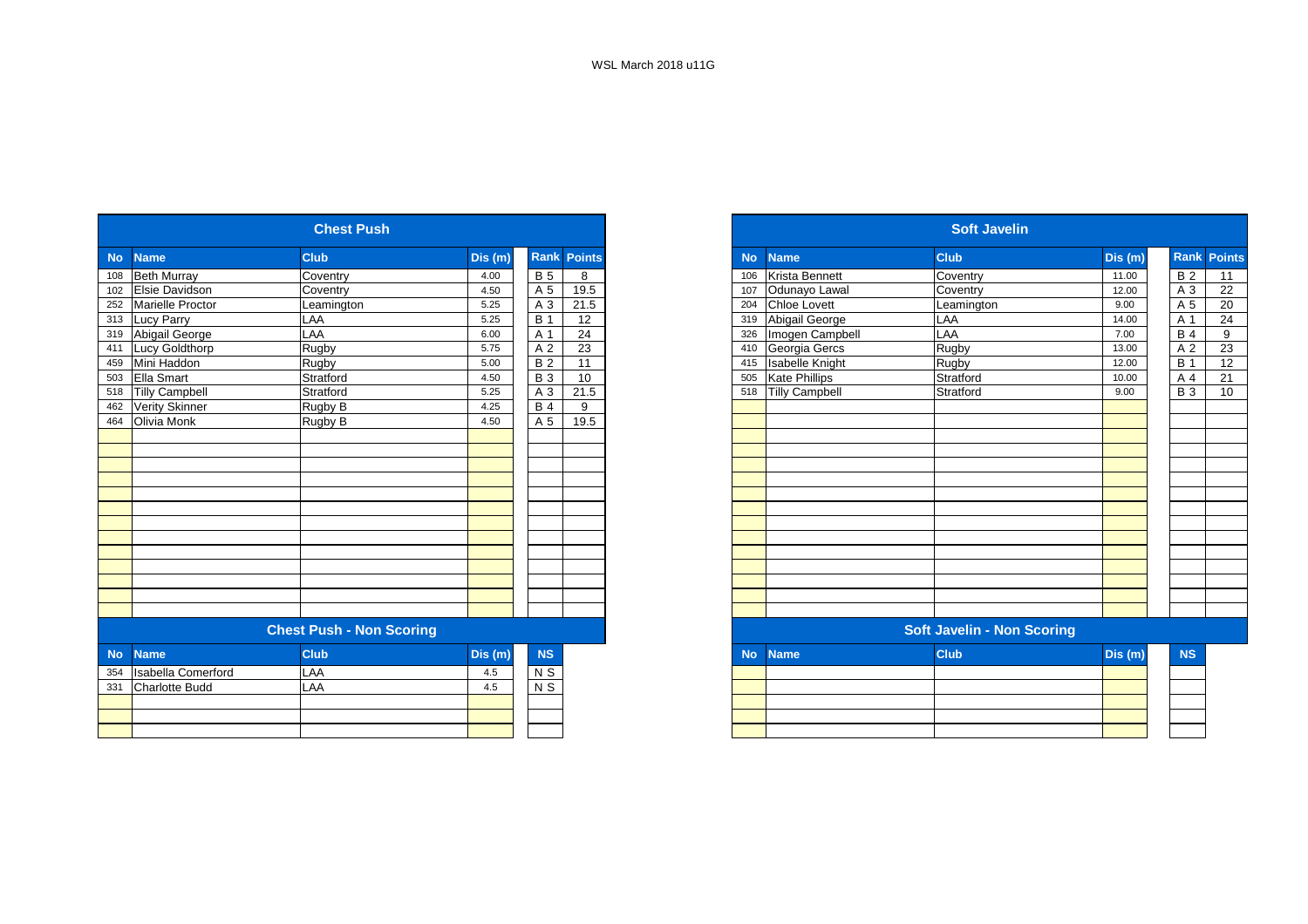WSL March 2018 u11G

## Chest Push

| No | Name | Club | Dis (m) | Rank | Points |
|---|---|---|---|---|---|
| 108 | Beth Murray | Coventry | 4.00 | B 5 | 8 |
| 102 | Elsie Davidson | Coventry | 4.50 | A 5 | 19.5 |
| 252 | Marielle Proctor | Leamington | 5.25 | A 3 | 21.5 |
| 313 | Lucy Parry | LAA | 5.25 | B 1 | 12 |
| 319 | Abigail George | LAA | 6.00 | A 1 | 24 |
| 411 | Lucy Goldthorp | Rugby | 5.75 | A 2 | 23 |
| 459 | Mini Haddon | Rugby | 5.00 | B 2 | 11 |
| 503 | Ella Smart | Stratford | 4.50 | B 3 | 10 |
| 518 | Tilly Campbell | Stratford | 5.25 | A 3 | 21.5 |
| 462 | Verity Skinner | Rugby B | 4.25 | B 4 | 9 |
| 464 | Olivia Monk | Rugby B | 4.50 | A 5 | 19.5 |

## Chest Push - Non Scoring

| No | Name | Club | Dis (m) | NS |
|---|---|---|---|---|
| 354 | Isabella Comerford | LAA | 4.5 | N S |
| 331 | Charlotte Budd | LAA | 4.5 | N S |

## Soft Javelin

| No | Name | Club | Dis (m) | Rank | Points |
|---|---|---|---|---|---|
| 106 | Krista Bennett | Coventry | 11.00 | B 2 | 11 |
| 107 | Odunayo Lawal | Coventry | 12.00 | A 3 | 22 |
| 204 | Chloe Lovett | Leamington | 9.00 | A 5 | 20 |
| 319 | Abigail George | LAA | 14.00 | A 1 | 24 |
| 326 | Imogen Campbell | LAA | 7.00 | B 4 | 9 |
| 410 | Georgia Gercs | Rugby | 13.00 | A 2 | 23 |
| 415 | Isabelle Knight | Rugby | 12.00 | B 1 | 12 |
| 505 | Kate Phillips | Stratford | 10.00 | A 4 | 21 |
| 518 | Tilly Campbell | Stratford | 9.00 | B 3 | 10 |

## Soft Javelin - Non Scoring

| No | Name | Club | Dis (m) | NS |
|---|---|---|---|---|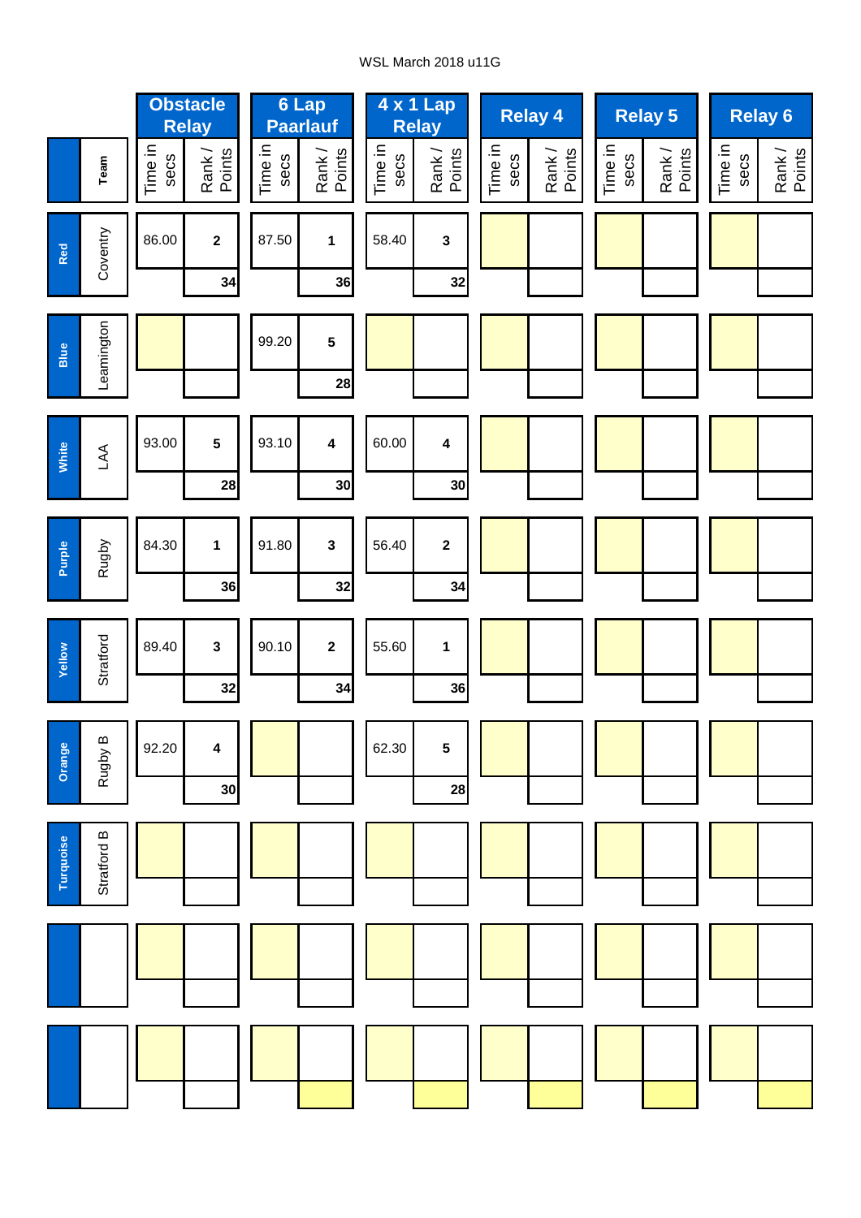WSL March 2018 u11G

| | Team | Obstacle Relay | | 6 Lap Paarlauf | | 4 x 1 Lap Relay | | Relay 4 | | Relay 5 | | Relay 6 | |
|---|---|---|---|---|---|---|---|---|---|---|---|---|---|
| | | Time in secs | Rank / Points | Time in secs | Rank / Points | Time in secs | Rank / Points | Time in secs | Rank / Points | Time in secs | Rank / Points | Time in secs | Rank / Points |
| Red | Coventry | 86.00 | 2 / 34 | 87.50 | 1 / 36 | 58.40 | 3 / 32 | | | | | | |
| Blue | Leamington | | | 99.20 | 5 / 28 | | | | | | | | |
| White | LAA | 93.00 | 5 / 28 | 93.10 | 4 / 30 | 60.00 | 4 / 30 | | | | | | |
| Purple | Rugby | 84.30 | 1 / 36 | 91.80 | 3 / 32 | 56.40 | 2 / 34 | | | | | | |
| Yellow | Stratford | 89.40 | 3 / 32 | 90.10 | 2 / 34 | 55.60 | 1 / 36 | | | | | | |
| Orange | Rugby B | 92.20 | 4 / 30 | | | 62.30 | 5 / 28 | | | | | | |
| Turquoise | Stratford B | | | | | | | | | | | | |
| | | | | | | | | | | | | | |
| | | | | | | | | | | | | | |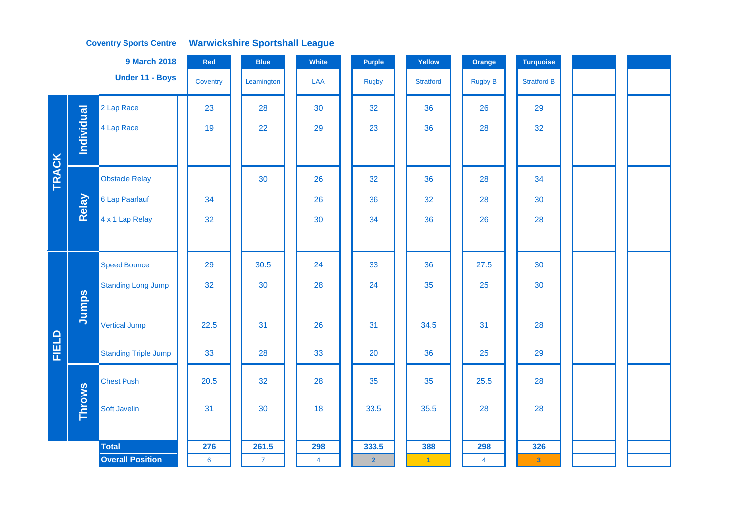**Coventry Sports Centre** — **Warwickshire Sportshall League**

**9 March 2018**

**Under 11 - Boys**

| | | Event | Red | Blue | White | Purple | Yellow | Orange | Turquoise | | |
|---|---|---|---|---|---|---|---|---|---|---|---|
| | | | Coventry | Leamington | LAA | Rugby | Stratford | Rugby B | Stratford B | | |
| TRACK | Individual | 2 Lap Race | 23 | 28 | 30 | 32 | 36 | 26 | 29 | | |
| | | 4 Lap Race | 19 | 22 | 29 | 23 | 36 | 28 | 32 | | |
| | Relay | Obstacle Relay | | 30 | 26 | 32 | 36 | 28 | 34 | | |
| | | 6 Lap Paarlauf | 34 | | 26 | 36 | 32 | 28 | 30 | | |
| | | 4 x 1 Lap Relay | 32 | | 30 | 34 | 36 | 26 | 28 | | |
| FIELD | Jumps | Speed Bounce | 29 | 30.5 | 24 | 33 | 36 | 27.5 | 30 | | |
| | | Standing Long Jump | 32 | 30 | 28 | 24 | 35 | 25 | 30 | | |
| | | Vertical Jump | 22.5 | 31 | 26 | 31 | 34.5 | 31 | 28 | | |
| | | Standing Triple Jump | 33 | 28 | 33 | 20 | 36 | 25 | 29 | | |
| | Throws | Chest Push | 20.5 | 32 | 28 | 35 | 35 | 25.5 | 28 | | |
| | | Soft Javelin | 31 | 30 | 18 | 33.5 | 35.5 | 28 | 28 | | |
| | | **Total** | **276** | **261.5** | **298** | **333.5** | **388** | **298** | **326** | | |
| | | **Overall Position** | 6 | 7 | 4 | 2 | 1 | 4 | 3 | | |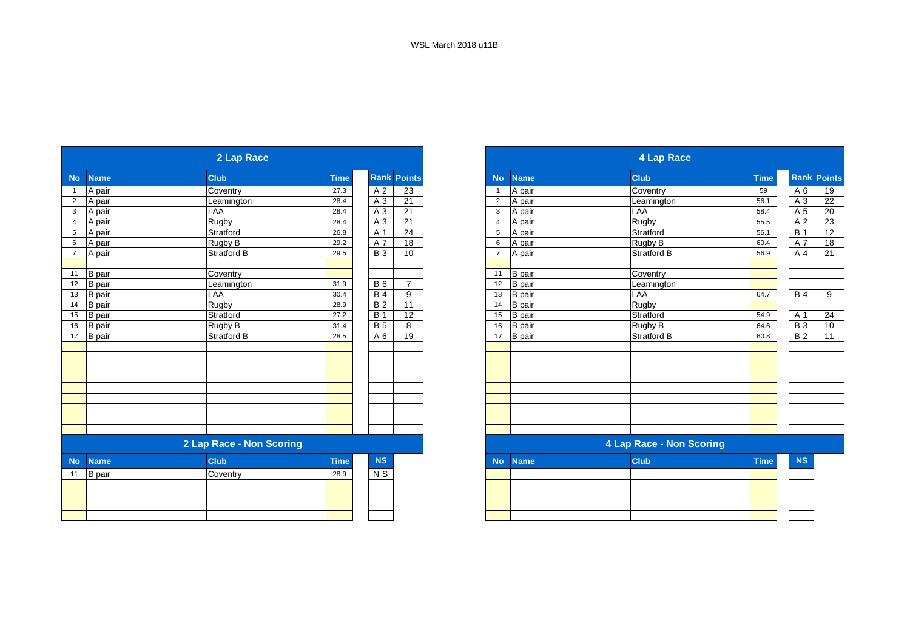WSL March 2018 u11B

## 2 Lap Race

| No | Name | Club | Time | Rank | Points |
|---|---|---|---|---|---|
| 1 | A pair | Coventry | 27.3 | A 2 | 23 |
| 2 | A pair | Leamington | 28.4 | A 3 | 21 |
| 3 | A pair | LAA | 28.4 | A 3 | 21 |
| 4 | A pair | Rugby | 28.4 | A 3 | 21 |
| 5 | A pair | Stratford | 26.8 | A 1 | 24 |
| 6 | A pair | Rugby B | 29.2 | A 7 | 18 |
| 7 | A pair | Stratford B | 29.5 | B 3 | 10 |
| | | | | | |
| 11 | B pair | Coventry | | | |
| 12 | B pair | Leamington | 31.9 | B 6 | 7 |
| 13 | B pair | LAA | 30.4 | B 4 | 9 |
| 14 | B pair | Rugby | 28.9 | B 2 | 11 |
| 15 | B pair | Stratford | 27.2 | B 1 | 12 |
| 16 | B pair | Rugby B | 31.4 | B 5 | 8 |
| 17 | B pair | Stratford B | 28.5 | A 6 | 19 |

## 2 Lap Race - Non Scoring

| No | Name | Club | Time | NS |
|---|---|---|---|---|
| 11 | B pair | Coventry | 28.9 | N S |

## 4 Lap Race

| No | Name | Club | Time | Rank | Points |
|---|---|---|---|---|---|
| 1 | A pair | Coventry | 59 | A 6 | 19 |
| 2 | A pair | Leamington | 56.1 | A 3 | 22 |
| 3 | A pair | LAA | 58.4 | A 5 | 20 |
| 4 | A pair | Rugby | 55.5 | A 2 | 23 |
| 5 | A pair | Stratford | 56.1 | B 1 | 12 |
| 6 | A pair | Rugby B | 60.4 | A 7 | 18 |
| 7 | A pair | Stratford B | 56.9 | A 4 | 21 |
| | | | | | |
| 11 | B pair | Coventry | | | |
| 12 | B pair | Leamington | | | |
| 13 | B pair | LAA | 64.7 | B 4 | 9 |
| 14 | B pair | Rugby | | | |
| 15 | B pair | Stratford | 54.9 | A 1 | 24 |
| 16 | B pair | Rugby B | 64.6 | B 3 | 10 |
| 17 | B pair | Stratford B | 60.8 | B 2 | 11 |

## 4 Lap Race - Non Scoring

| No | Name | Club | Time | NS |
|---|---|---|---|---|
| | | | | |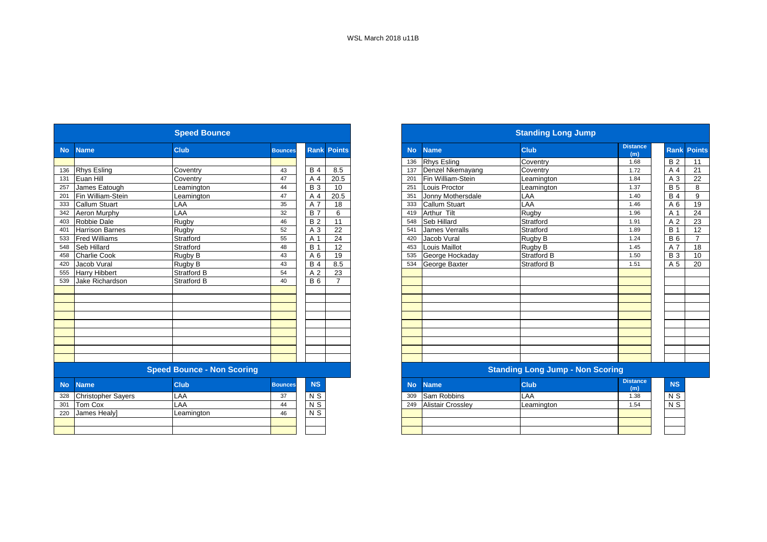WSL March 2018 u11B

## Speed Bounce

| No | Name | Club | Bounces | Rank | Points |
|---|---|---|---|---|---|
| | | | | | |
| 136 | Rhys Esling | Coventry | 43 | B 4 | 8.5 |
| 131 | Euan Hill | Coventry | 47 | A 4 | 20.5 |
| 257 | James Eatough | Leamington | 44 | B 3 | 10 |
| 201 | Fin William-Stein | Leamington | 47 | A 4 | 20.5 |
| 333 | Callum Stuart | LAA | 35 | A 7 | 18 |
| 342 | Aeron Murphy | LAA | 32 | B 7 | 6 |
| 403 | Robbie Dale | Rugby | 46 | B 2 | 11 |
| 401 | Harrison Barnes | Rugby | 52 | A 3 | 22 |
| 533 | Fred Williams | Stratford | 55 | A 1 | 24 |
| 548 | Seb Hillard | Stratford | 48 | B 1 | 12 |
| 458 | Charlie Cook | Rugby B | 43 | A 6 | 19 |
| 420 | Jacob Vural | Rugby B | 43 | B 4 | 8.5 |
| 555 | Harry Hibbert | Stratford B | 54 | A 2 | 23 |
| 539 | Jake Richardson | Stratford B | 40 | B 6 | 7 |

## Speed Bounce - Non Scoring

| No | Name | Club | Bounces | NS |
|---|---|---|---|---|
| 328 | Christopher Sayers | LAA | 37 | N S |
| 301 | Tom Cox | LAA | 44 | N S |
| 220 | James Healy] | Leamington | 46 | N S |

## Standing Long Jump

| No | Name | Club | Distance (m) | Rank | Points |
|---|---|---|---|---|---|
| 136 | Rhys Esling | Coventry | 1.68 | B 2 | 11 |
| 137 | Denzel Nkemayang | Coventry | 1.72 | A 4 | 21 |
| 201 | Fin William-Stein | Leamington | 1.84 | A 3 | 22 |
| 251 | Louis Proctor | Leamington | 1.37 | B 5 | 8 |
| 351 | Jonny Mothersdale | LAA | 1.40 | B 4 | 9 |
| 333 | Callum Stuart | LAA | 1.46 | A 6 | 19 |
| 419 | Arthur Tilt | Rugby | 1.96 | A 1 | 24 |
| 548 | Seb Hillard | Stratford | 1.91 | A 2 | 23 |
| 541 | James Verralls | Stratford | 1.89 | B 1 | 12 |
| 420 | Jacob Vural | Rugby B | 1.24 | B 6 | 7 |
| 453 | Louis Maillot | Rugby B | 1.45 | A 7 | 18 |
| 535 | George Hockaday | Stratford B | 1.50 | B 3 | 10 |
| 534 | George Baxter | Stratford B | 1.51 | A 5 | 20 |

## Standing Long Jump - Non Scoring

| No | Name | Club | Distance (m) | NS |
|---|---|---|---|---|
| 309 | Sam Robbins | LAA | 1.38 | N S |
| 249 | Alistair Crossley | Leamington | 1.54 | N S |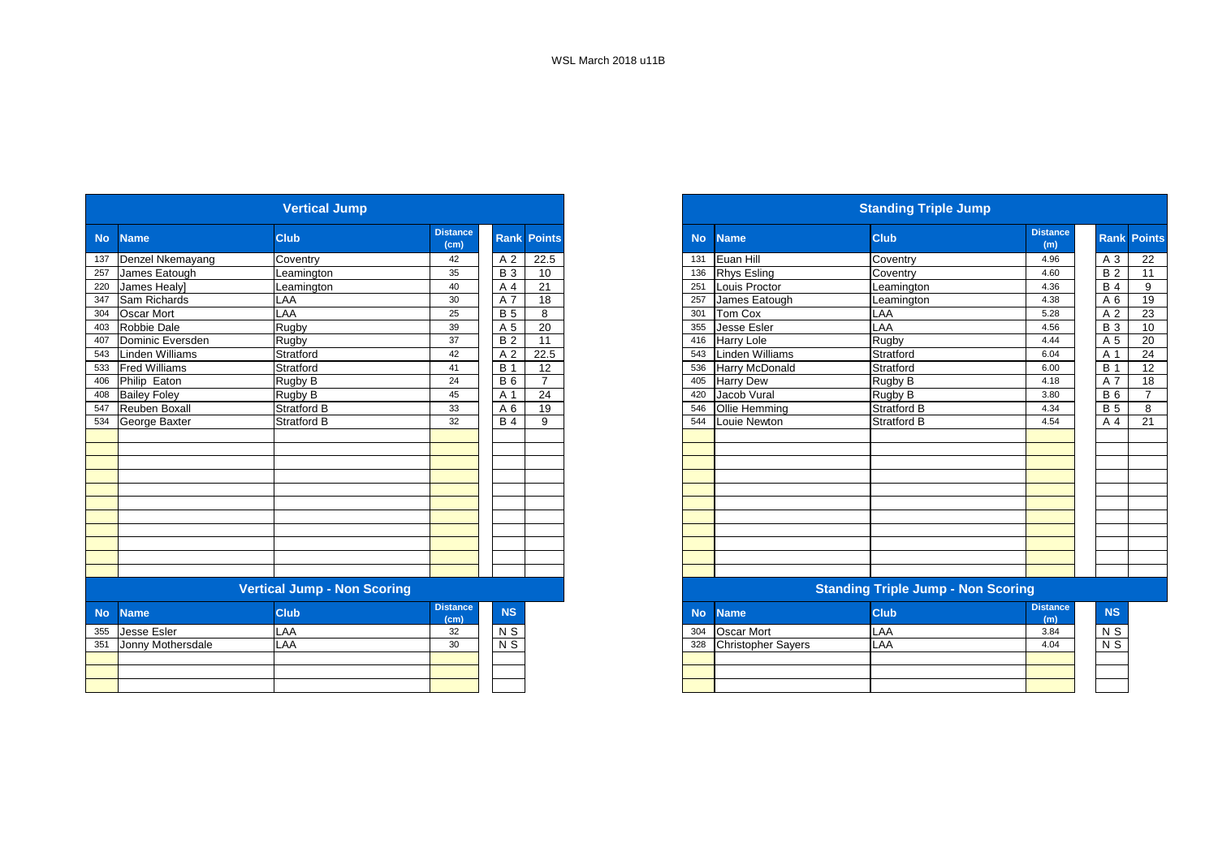WSL March 2018 u11B

## Vertical Jump

| No | Name | Club | Distance (cm) | Rank | Points |
|---|---|---|---|---|---|
| 137 | Denzel Nkemayang | Coventry | 42 | A 2 | 22.5 |
| 257 | James Eatough | Leamington | 35 | B 3 | 10 |
| 220 | James Healy] | Leamington | 40 | A 4 | 21 |
| 347 | Sam Richards | LAA | 30 | A 7 | 18 |
| 304 | Oscar Mort | LAA | 25 | B 5 | 8 |
| 403 | Robbie Dale | Rugby | 39 | A 5 | 20 |
| 407 | Dominic Eversden | Rugby | 37 | B 2 | 11 |
| 543 | Linden Williams | Stratford | 42 | A 2 | 22.5 |
| 533 | Fred Williams | Stratford | 41 | B 1 | 12 |
| 406 | Philip Eaton | Rugby B | 24 | B 6 | 7 |
| 408 | Bailey Foley | Rugby B | 45 | A 1 | 24 |
| 547 | Reuben Boxall | Stratford B | 33 | A 6 | 19 |
| 534 | George Baxter | Stratford B | 32 | B 4 | 9 |

## Vertical Jump - Non Scoring

| No | Name | Club | Distance (cm) | NS |
|---|---|---|---|---|
| 355 | Jesse Esler | LAA | 32 | N S |
| 351 | Jonny Mothersdale | LAA | 30 | N S |

## Standing Triple Jump

| No | Name | Club | Distance (m) | Rank | Points |
|---|---|---|---|---|---|
| 131 | Euan Hill | Coventry | 4.96 | A 3 | 22 |
| 136 | Rhys Esling | Coventry | 4.60 | B 2 | 11 |
| 251 | Louis Proctor | Leamington | 4.36 | B 4 | 9 |
| 257 | James Eatough | Leamington | 4.38 | A 6 | 19 |
| 301 | Tom Cox | LAA | 5.28 | A 2 | 23 |
| 355 | Jesse Esler | LAA | 4.56 | B 3 | 10 |
| 416 | Harry Lole | Rugby | 4.44 | A 5 | 20 |
| 543 | Linden Williams | Stratford | 6.04 | A 1 | 24 |
| 536 | Harry McDonald | Stratford | 6.00 | B 1 | 12 |
| 405 | Harry Dew | Rugby B | 4.18 | A 7 | 18 |
| 420 | Jacob Vural | Rugby B | 3.80 | B 6 | 7 |
| 546 | Ollie Hemming | Stratford B | 4.34 | B 5 | 8 |
| 544 | Louie Newton | Stratford B | 4.54 | A 4 | 21 |

## Standing Triple Jump - Non Scoring

| No | Name | Club | Distance (m) | NS |
|---|---|---|---|---|
| 304 | Oscar Mort | LAA | 3.84 | N S |
| 328 | Christopher Sayers | LAA | 4.04 | N S |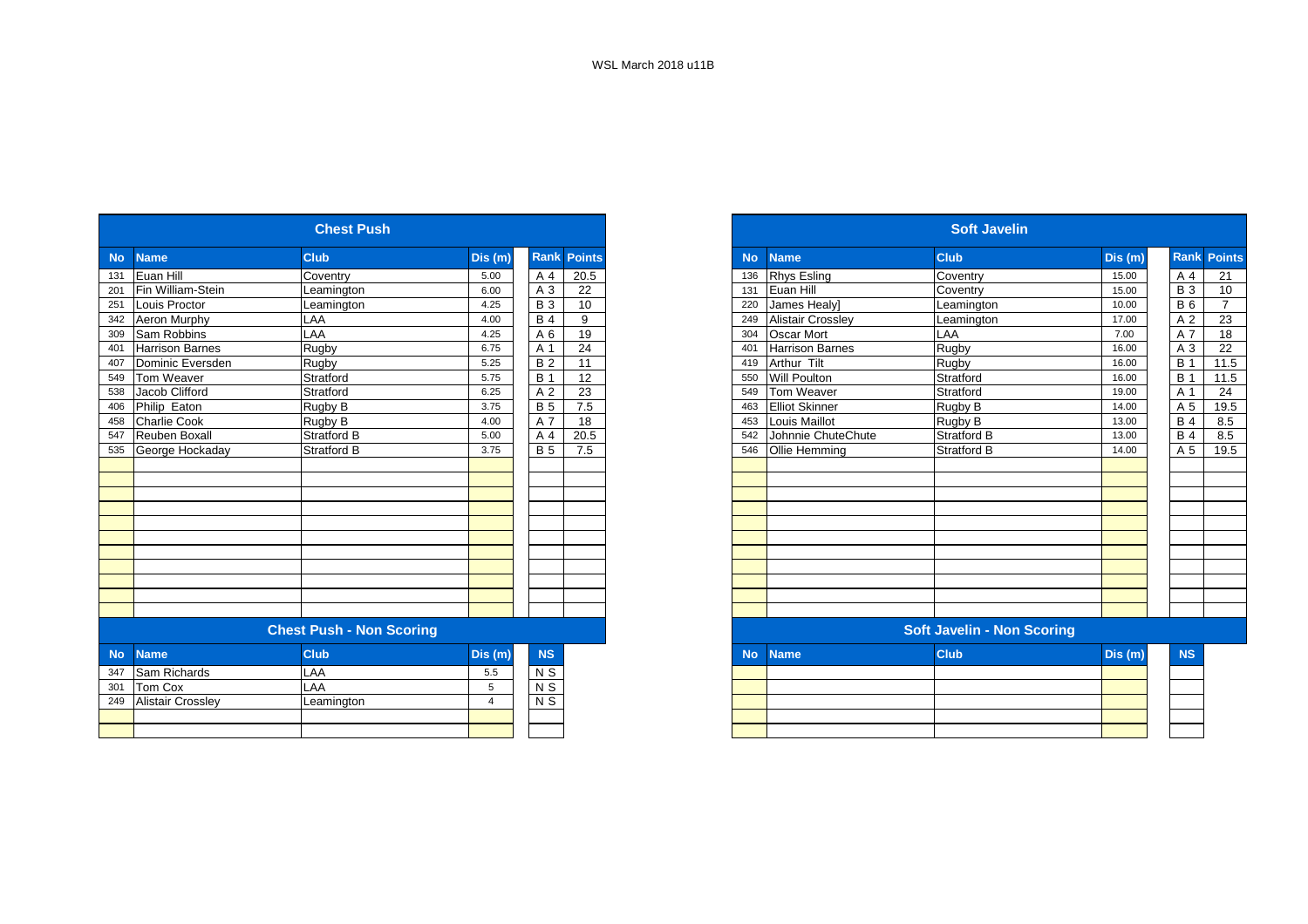WSL March 2018 u11B

## Chest Push

| No | Name | Club | Dis (m) | Rank | Points |
| --- | --- | --- | --- | --- | --- |
| 131 | Euan Hill | Coventry | 5.00 | A 4 | 20.5 |
| 201 | Fin William-Stein | Leamington | 6.00 | A 3 | 22 |
| 251 | Louis Proctor | Leamington | 4.25 | B 3 | 10 |
| 342 | Aeron Murphy | LAA | 4.00 | B 4 | 9 |
| 309 | Sam Robbins | LAA | 4.25 | A 6 | 19 |
| 401 | Harrison Barnes | Rugby | 6.75 | A 1 | 24 |
| 407 | Dominic Eversden | Rugby | 5.25 | B 2 | 11 |
| 549 | Tom Weaver | Stratford | 5.75 | B 1 | 12 |
| 538 | Jacob Clifford | Stratford | 6.25 | A 2 | 23 |
| 406 | Philip Eaton | Rugby B | 3.75 | B 5 | 7.5 |
| 458 | Charlie Cook | Rugby B | 4.00 | A 7 | 18 |
| 547 | Reuben Boxall | Stratford B | 5.00 | A 4 | 20.5 |
| 535 | George Hockaday | Stratford B | 3.75 | B 5 | 7.5 |

## Chest Push - Non Scoring

| No | Name | Club | Dis (m) | NS |
| --- | --- | --- | --- | --- |
| 347 | Sam Richards | LAA | 5.5 | N S |
| 301 | Tom Cox | LAA | 5 | N S |
| 249 | Alistair Crossley | Leamington | 4 | N S |

## Soft Javelin

| No | Name | Club | Dis (m) | Rank | Points |
| --- | --- | --- | --- | --- | --- |
| 136 | Rhys Esling | Coventry | 15.00 | A 4 | 21 |
| 131 | Euan Hill | Coventry | 15.00 | B 3 | 10 |
| 220 | James Healy] | Leamington | 10.00 | B 6 | 7 |
| 249 | Alistair Crossley | Leamington | 17.00 | A 2 | 23 |
| 304 | Oscar Mort | LAA | 7.00 | A 7 | 18 |
| 401 | Harrison Barnes | Rugby | 16.00 | A 3 | 22 |
| 419 | Arthur Tilt | Rugby | 16.00 | B 1 | 11.5 |
| 550 | Will Poulton | Stratford | 16.00 | B 1 | 11.5 |
| 549 | Tom Weaver | Stratford | 19.00 | A 1 | 24 |
| 463 | Elliot Skinner | Rugby B | 14.00 | A 5 | 19.5 |
| 453 | Louis Maillot | Rugby B | 13.00 | B 4 | 8.5 |
| 542 | Johnnie ChuteChute | Stratford B | 13.00 | B 4 | 8.5 |
| 546 | Ollie Hemming | Stratford B | 14.00 | A 5 | 19.5 |

## Soft Javelin - Non Scoring

| No | Name | Club | Dis (m) | NS |
| --- | --- | --- | --- | --- |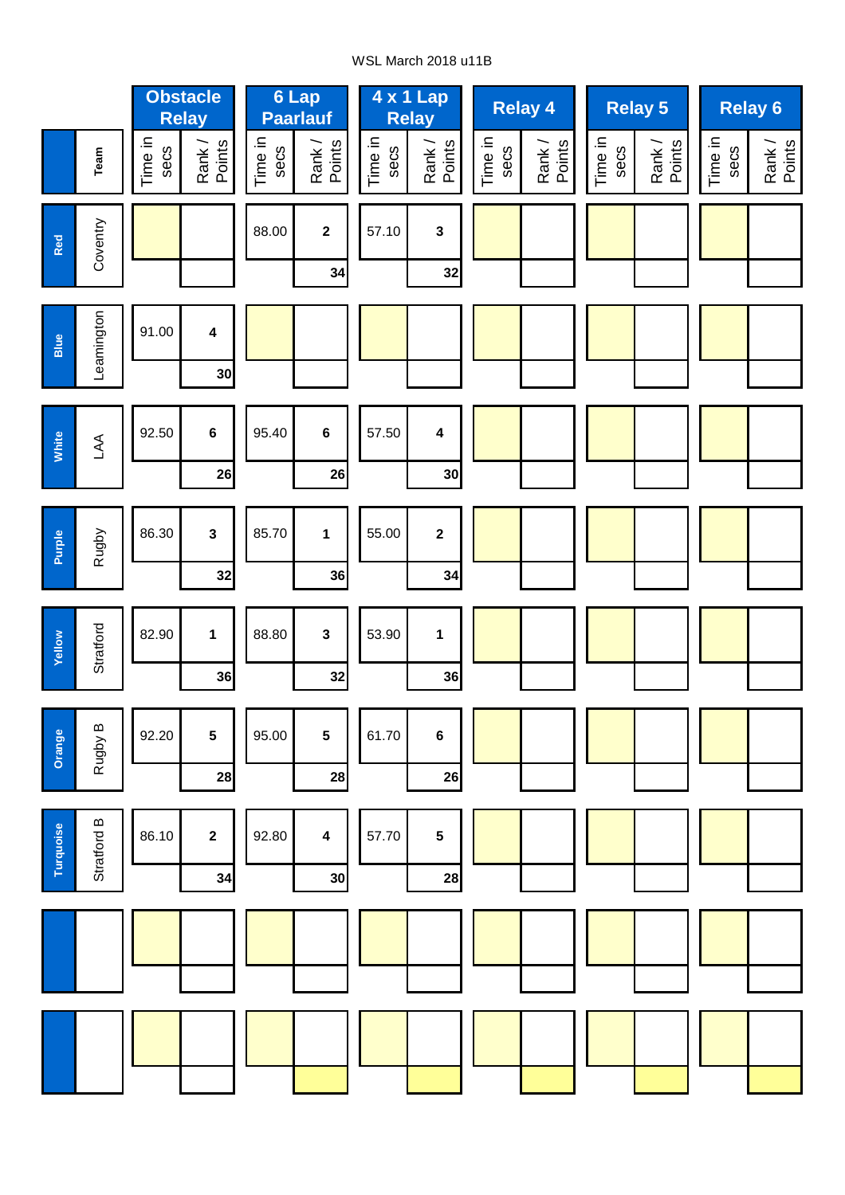WSL March 2018 u11B

| | Team | Obstacle Relay | | 6 Lap Paarlauf | | 4 x 1 Lap Relay | | Relay 4 | | Relay 5 | | Relay 6 | |
|---|---|---|---|---|---|---|---|---|---|---|---|---|---|
| | | Time in secs | Rank / Points | Time in secs | Rank / Points | Time in secs | Rank / Points | Time in secs | Rank / Points | Time in secs | Rank / Points | Time in secs | Rank / Points |
| Red | Coventry | | | 88.00 | 2 | 57.10 | 3 | | | | | | |
| | | | | | 34 | | 32 | | | | | | |
| Blue | Leamington | 91.00 | 4 | | | | | | | | | | |
| | | | 30 | | | | | | | | | | |
| White | LAA | 92.50 | 6 | 95.40 | 6 | 57.50 | 4 | | | | | | |
| | | | 26 | | 26 | | 30 | | | | | | |
| Purple | Rugby | 86.30 | 3 | 85.70 | 1 | 55.00 | 2 | | | | | | |
| | | | 32 | | 36 | | 34 | | | | | | |
| Yellow | Stratford | 82.90 | 1 | 88.80 | 3 | 53.90 | 1 | | | | | | |
| | | | 36 | | 32 | | 36 | | | | | | |
| Orange | Rugby B | 92.20 | 5 | 95.00 | 5 | 61.70 | 6 | | | | | | |
| | | | 28 | | 28 | | 26 | | | | | | |
| Turquoise | Stratford B | 86.10 | 2 | 92.80 | 4 | 57.70 | 5 | | | | | | |
| | | | 34 | | 30 | | 28 | | | | | | |
| | | | | | | | | | | | | | |
| | | | | | | | | | | | | | |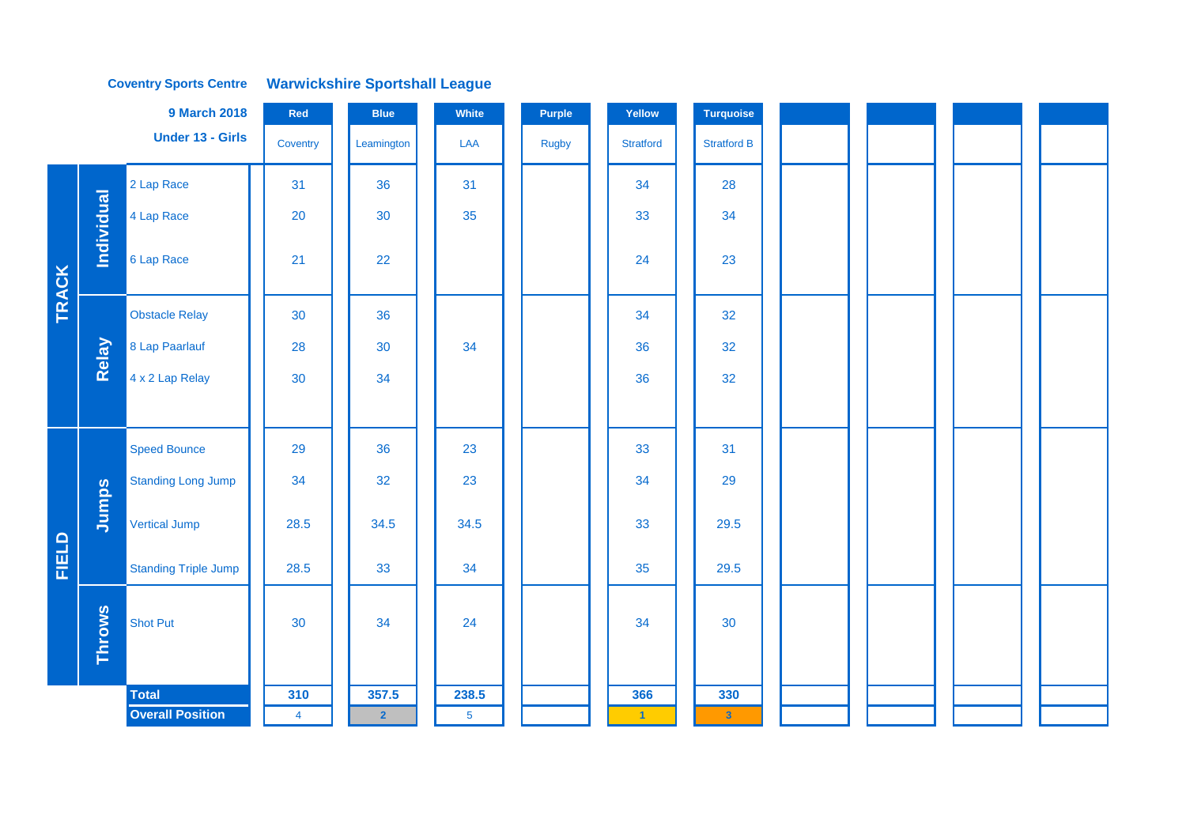**Coventry Sports Centre** **Warwickshire Sportshall League**

**9 March 2018**

**Under 13 - Girls**

| | | | Red | Blue | White | Purple | Yellow | Turquoise | | | | |
|---|---|---|---|---|---|---|---|---|---|---|---|---|
| | | | Coventry | Leamington | LAA | Rugby | Stratford | Stratford B | | | | |
| TRACK | Individual | 2 Lap Race | 31 | 36 | 31 | | 34 | 28 | | | | |
| | | 4 Lap Race | 20 | 30 | 35 | | 33 | 34 | | | | |
| | | 6 Lap Race | 21 | 22 | | | 24 | 23 | | | | |
| | Relay | Obstacle Relay | 30 | 36 | | | 34 | 32 | | | | |
| | | 8 Lap Paarlauf | 28 | 30 | 34 | | 36 | 32 | | | | |
| | | 4 x 2 Lap Relay | 30 | 34 | | | 36 | 32 | | | | |
| FIELD | Jumps | Speed Bounce | 29 | 36 | 23 | | 33 | 31 | | | | |
| | | Standing Long Jump | 34 | 32 | 23 | | 34 | 29 | | | | |
| | | Vertical Jump | 28.5 | 34.5 | 34.5 | | 33 | 29.5 | | | | |
| | | Standing Triple Jump | 28.5 | 33 | 34 | | 35 | 29.5 | | | | |
| | Throws | Shot Put | 30 | 34 | 24 | | 34 | 30 | | | | |
| | | **Total** | **310** | **357.5** | **238.5** | | **366** | **330** | | | | |
| | | **Overall Position** | 4 | 2 | 5 | | 1 | 3 | | | | |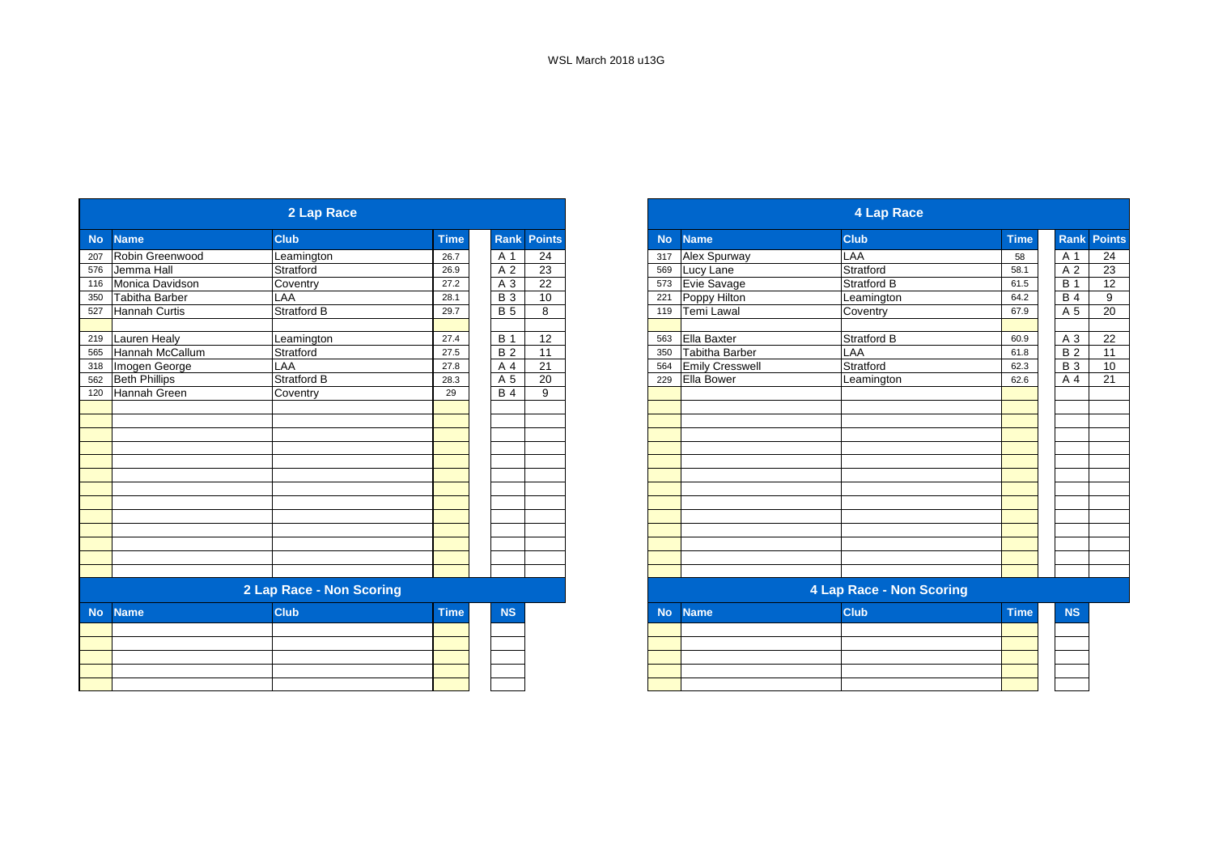WSL March 2018 u13G

## 2 Lap Race

| No | Name | Club | Time | Rank | Points |
|---|---|---|---|---|---|
| 207 | Robin Greenwood | Leamington | 26.7 | A 1 | 24 |
| 576 | Jemma Hall | Stratford | 26.9 | A 2 | 23 |
| 116 | Monica Davidson | Coventry | 27.2 | A 3 | 22 |
| 350 | Tabitha Barber | LAA | 28.1 | B 3 | 10 |
| 527 | Hannah Curtis | Stratford B | 29.7 | B 5 | 8 |
| | | | | | |
| 219 | Lauren Healy | Leamington | 27.4 | B 1 | 12 |
| 565 | Hannah McCallum | Stratford | 27.5 | B 2 | 11 |
| 318 | Imogen George | LAA | 27.8 | A 4 | 21 |
| 562 | Beth Phillips | Stratford B | 28.3 | A 5 | 20 |
| 120 | Hannah Green | Coventry | 29 | B 4 | 9 |

## 2 Lap Race - Non Scoring

| No | Name | Club | Time | NS |
|---|---|---|---|---|
| | | | | |

## 4 Lap Race

| No | Name | Club | Time | Rank | Points |
|---|---|---|---|---|---|
| 317 | Alex Spurway | LAA | 58 | A 1 | 24 |
| 569 | Lucy Lane | Stratford | 58.1 | A 2 | 23 |
| 573 | Evie Savage | Stratford B | 61.5 | B 1 | 12 |
| 221 | Poppy Hilton | Leamington | 64.2 | B 4 | 9 |
| 119 | Temi Lawal | Coventry | 67.9 | A 5 | 20 |
| | | | | | |
| 563 | Ella Baxter | Stratford B | 60.9 | A 3 | 22 |
| 350 | Tabitha Barber | LAA | 61.8 | B 2 | 11 |
| 564 | Emily Cresswell | Stratford | 62.3 | B 3 | 10 |
| 229 | Ella Bower | Leamington | 62.6 | A 4 | 21 |

## 4 Lap Race - Non Scoring

| No | Name | Club | Time | NS |
|---|---|---|---|---|
| | | | | |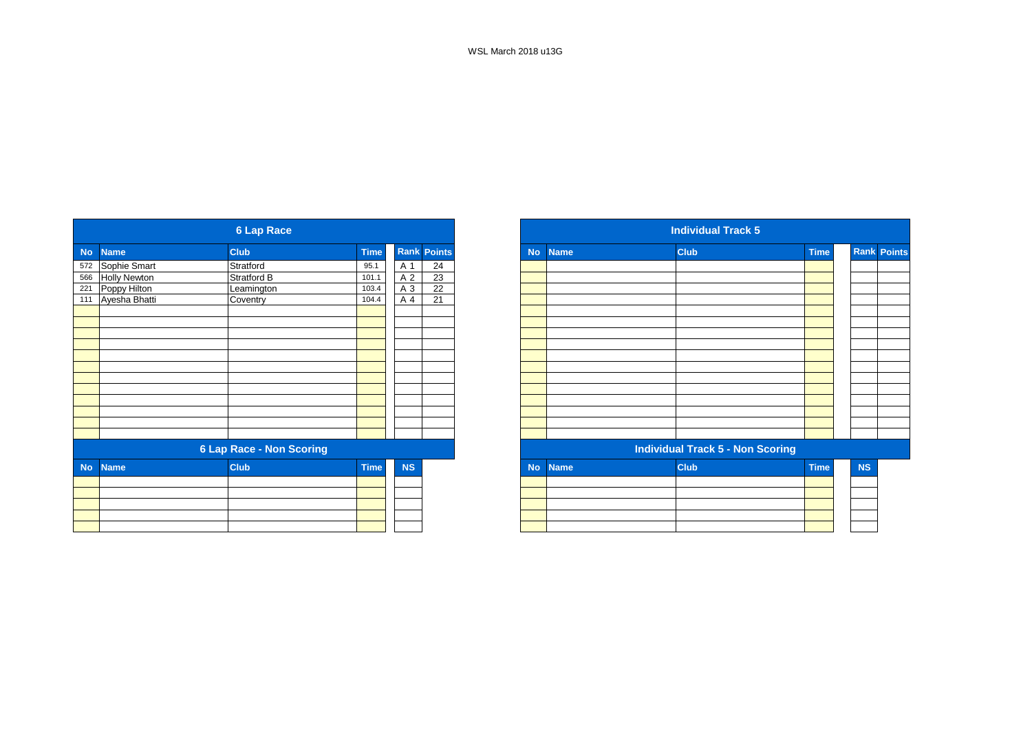WSL March 2018 u13G

## 6 Lap Race

| No | Name | Club | Time | Rank | Points |
|---|---|---|---|---|---|
| 572 | Sophie Smart | Stratford | 95.1 | A 1 | 24 |
| 566 | Holly Newton | Stratford B | 101.1 | A 2 | 23 |
| 221 | Poppy Hilton | Leamington | 103.4 | A 3 | 22 |
| 111 | Ayesha Bhatti | Coventry | 104.4 | A 4 | 21 |

## 6 Lap Race - Non Scoring

| No | Name | Club | Time | NS |
|---|---|---|---|---|

## Individual Track 5

| No | Name | Club | Time | Rank | Points |
|---|---|---|---|---|---|

## Individual Track 5 - Non Scoring

| No | Name | Club | Time | NS |
|---|---|---|---|---|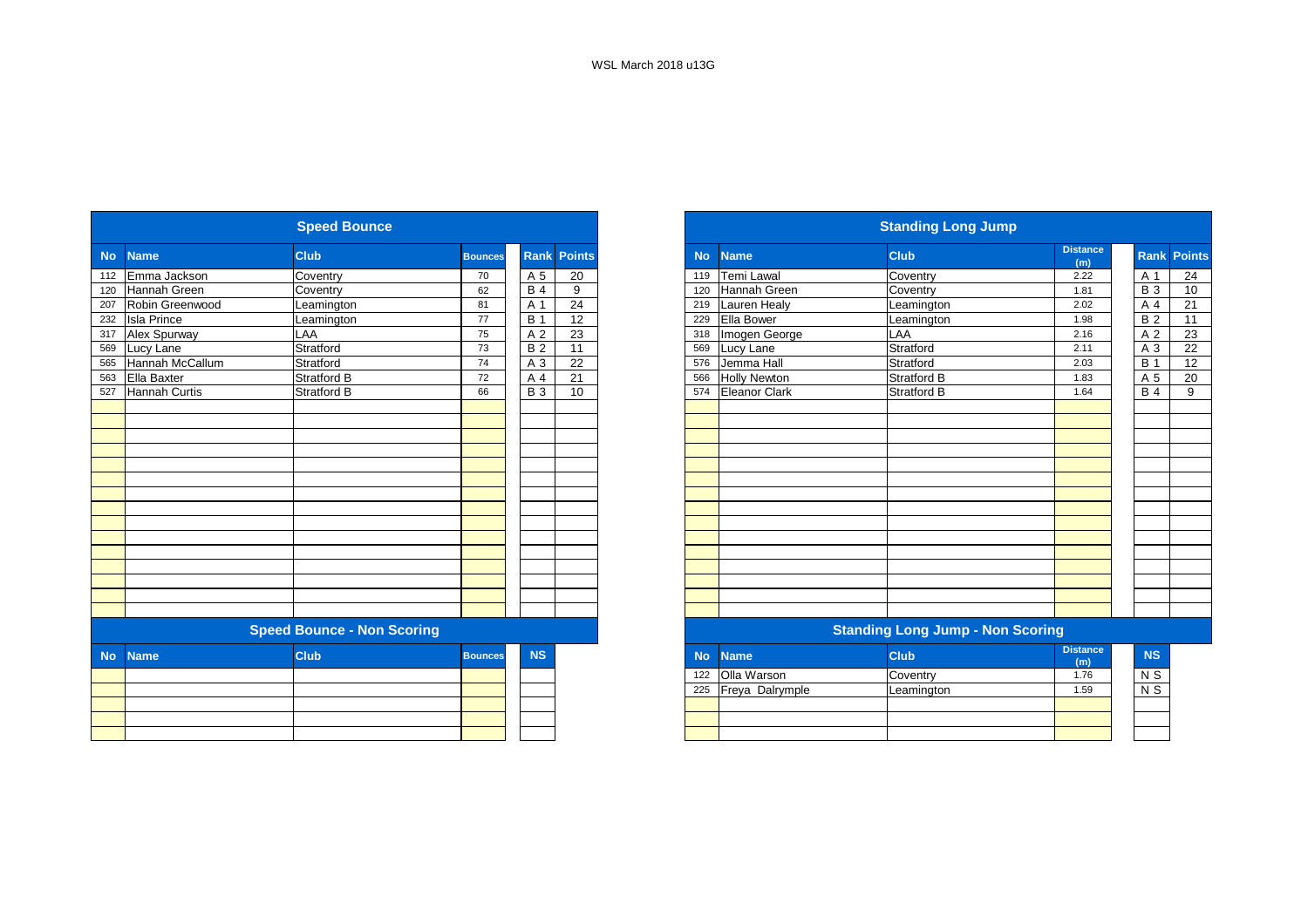WSL March 2018 u13G

## Speed Bounce

| No | Name | Club | Bounces | Rank | Points |
|---|---|---|---|---|---|
| 112 | Emma Jackson | Coventry | 70 | A 5 | 20 |
| 120 | Hannah Green | Coventry | 62 | B 4 | 9 |
| 207 | Robin Greenwood | Leamington | 81 | A 1 | 24 |
| 232 | Isla Prince | Leamington | 77 | B 1 | 12 |
| 317 | Alex Spurway | LAA | 75 | A 2 | 23 |
| 569 | Lucy Lane | Stratford | 73 | B 2 | 11 |
| 565 | Hannah McCallum | Stratford | 74 | A 3 | 22 |
| 563 | Ella Baxter | Stratford B | 72 | A 4 | 21 |
| 527 | Hannah Curtis | Stratford B | 66 | B 3 | 10 |

## Speed Bounce - Non Scoring

| No | Name | Club | Bounces | NS |
|---|---|---|---|---|

## Standing Long Jump

| No | Name | Club | Distance (m) | Rank | Points |
|---|---|---|---|---|---|
| 119 | Temi Lawal | Coventry | 2.22 | A 1 | 24 |
| 120 | Hannah Green | Coventry | 1.81 | B 3 | 10 |
| 219 | Lauren Healy | Leamington | 2.02 | A 4 | 21 |
| 229 | Ella Bower | Leamington | 1.98 | B 2 | 11 |
| 318 | Imogen George | LAA | 2.16 | A 2 | 23 |
| 569 | Lucy Lane | Stratford | 2.11 | A 3 | 22 |
| 576 | Jemma Hall | Stratford | 2.03 | B 1 | 12 |
| 566 | Holly Newton | Stratford B | 1.83 | A 5 | 20 |
| 574 | Eleanor Clark | Stratford B | 1.64 | B 4 | 9 |

## Standing Long Jump - Non Scoring

| No | Name | Club | Distance (m) | NS |
|---|---|---|---|---|
| 122 | Olla Warson | Coventry | 1.76 | N S |
| 225 | Freya Dalrymple | Leamington | 1.59 | N S |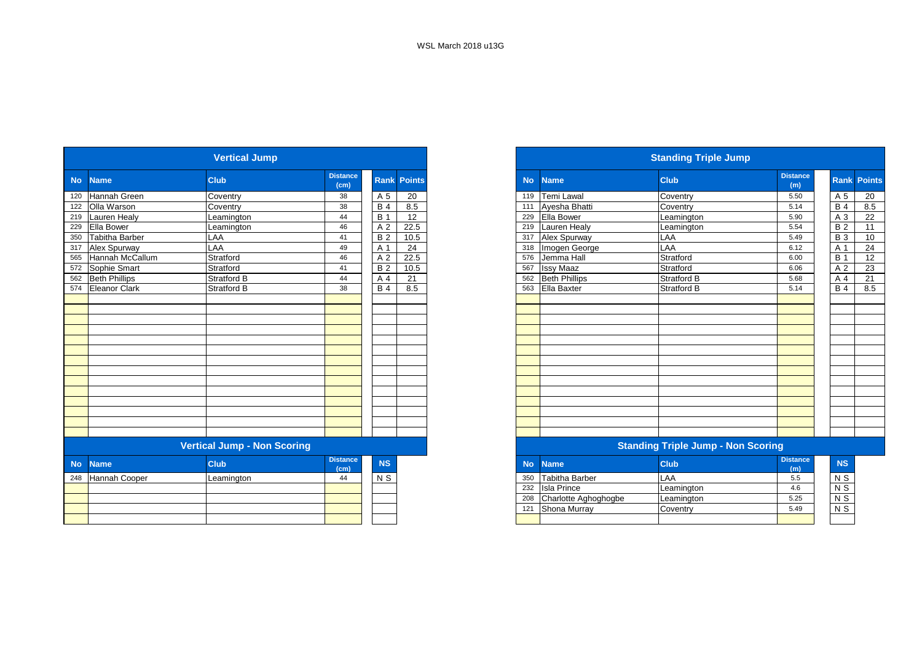WSL March 2018 u13G

## Vertical Jump

| No | Name | Club | Distance (cm) | Rank | Points |
|---|---|---|---|---|---|
| 120 | Hannah Green | Coventry | 38 | A 5 | 20 |
| 122 | Olla Warson | Coventry | 38 | B 4 | 8.5 |
| 219 | Lauren Healy | Leamington | 44 | B 1 | 12 |
| 229 | Ella Bower | Leamington | 46 | A 2 | 22.5 |
| 350 | Tabitha Barber | LAA | 41 | B 2 | 10.5 |
| 317 | Alex Spurway | LAA | 49 | A 1 | 24 |
| 565 | Hannah McCallum | Stratford | 46 | A 2 | 22.5 |
| 572 | Sophie Smart | Stratford | 41 | B 2 | 10.5 |
| 562 | Beth Phillips | Stratford B | 44 | A 4 | 21 |
| 574 | Eleanor Clark | Stratford B | 38 | B 4 | 8.5 |

## Vertical Jump - Non Scoring

| No | Name | Club | Distance (cm) | NS |
|---|---|---|---|---|
| 248 | Hannah Cooper | Leamington | 44 | N S |

## Standing Triple Jump

| No | Name | Club | Distance (m) | Rank | Points |
|---|---|---|---|---|---|
| 119 | Temi Lawal | Coventry | 5.50 | A 5 | 20 |
| 111 | Ayesha Bhatti | Coventry | 5.14 | B 4 | 8.5 |
| 229 | Ella Bower | Leamington | 5.90 | A 3 | 22 |
| 219 | Lauren Healy | Leamington | 5.54 | B 2 | 11 |
| 317 | Alex Spurway | LAA | 5.49 | B 3 | 10 |
| 318 | Imogen George | LAA | 6.12 | A 1 | 24 |
| 576 | Jemma Hall | Stratford | 6.00 | B 1 | 12 |
| 567 | Issy Maaz | Stratford | 6.06 | A 2 | 23 |
| 562 | Beth Phillips | Stratford B | 5.68 | A 4 | 21 |
| 563 | Ella Baxter | Stratford B | 5.14 | B 4 | 8.5 |

## Standing Triple Jump - Non Scoring

| No | Name | Club | Distance (m) | NS |
|---|---|---|---|---|
| 350 | Tabitha Barber | LAA | 5.5 | N S |
| 232 | Isla Prince | Leamington | 4.6 | N S |
| 208 | Charlotte Aghoghogbe | Leamington | 5.25 | N S |
| 121 | Shona Murray | Coventry | 5.49 | N S |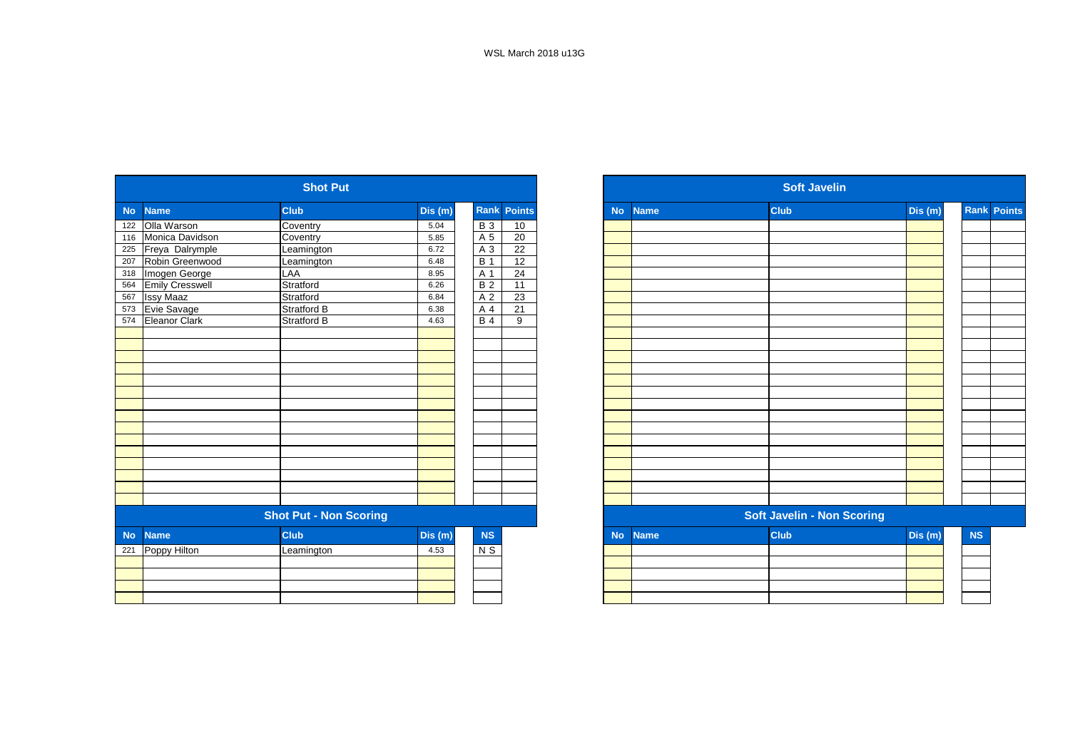WSL March 2018 u13G

## Shot Put

| No | Name | Club | Dis (m) | Rank | Points |
|---|---|---|---|---|---|
| 122 | Olla Warson | Coventry | 5.04 | B 3 | 10 |
| 116 | Monica Davidson | Coventry | 5.85 | A 5 | 20 |
| 225 | Freya Dalrymple | Leamington | 6.72 | A 3 | 22 |
| 207 | Robin Greenwood | Leamington | 6.48 | B 1 | 12 |
| 318 | Imogen George | LAA | 8.95 | A 1 | 24 |
| 564 | Emily Cresswell | Stratford | 6.26 | B 2 | 11 |
| 567 | Issy Maaz | Stratford | 6.84 | A 2 | 23 |
| 573 | Evie Savage | Stratford B | 6.38 | A 4 | 21 |
| 574 | Eleanor Clark | Stratford B | 4.63 | B 4 | 9 |

## Shot Put - Non Scoring

| No | Name | Club | Dis (m) | NS |
|---|---|---|---|---|
| 221 | Poppy Hilton | Leamington | 4.53 | N S |

## Soft Javelin

| No | Name | Club | Dis (m) | Rank | Points |
|---|---|---|---|---|---|

## Soft Javelin - Non Scoring

| No | Name | Club | Dis (m) | NS |
|---|---|---|---|---|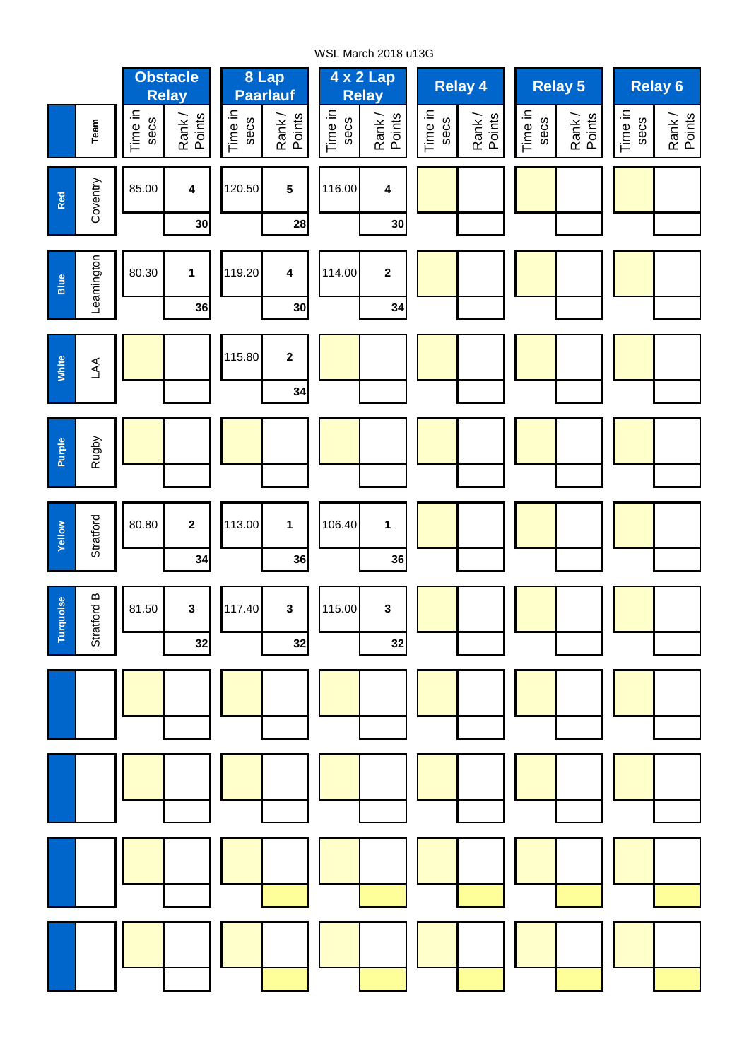WSL March 2018 u13G

| | Team | Obstacle Relay | | 8 Lap Paarlauf | | 4 x 2 Lap Relay | | Relay 4 | | Relay 5 | | Relay 6 | |
|---|---|---|---|---|---|---|---|---|---|---|---|---|---|
| | | Time in secs | Rank / Points | Time in secs | Rank / Points | Time in secs | Rank / Points | Time in secs | Rank / Points | Time in secs | Rank / Points | Time in secs | Rank / Points |
| Red | Coventry | 85.00 | 4 | 120.50 | 5 | 116.00 | 4 | | | | | | |
| | | | 30 | | 28 | | 30 | | | | | | |
| Blue | Leamington | 80.30 | 1 | 119.20 | 4 | 114.00 | 2 | | | | | | |
| | | | 36 | | 30 | | 34 | | | | | | |
| White | LAA | | | 115.80 | 2 | | | | | | | | |
| | | | | | 34 | | | | | | | | |
| Purple | Rugby | | | | | | | | | | | | |
| | | | | | | | | | | | | | |
| Yellow | Stratford | 80.80 | 2 | 113.00 | 1 | 106.40 | 1 | | | | | | |
| | | | 34 | | 36 | | 36 | | | | | | |
| Turquoise | Stratford B | 81.50 | 3 | 117.40 | 3 | 115.00 | 3 | | | | | | |
| | | | 32 | | 32 | | 32 | | | | | | |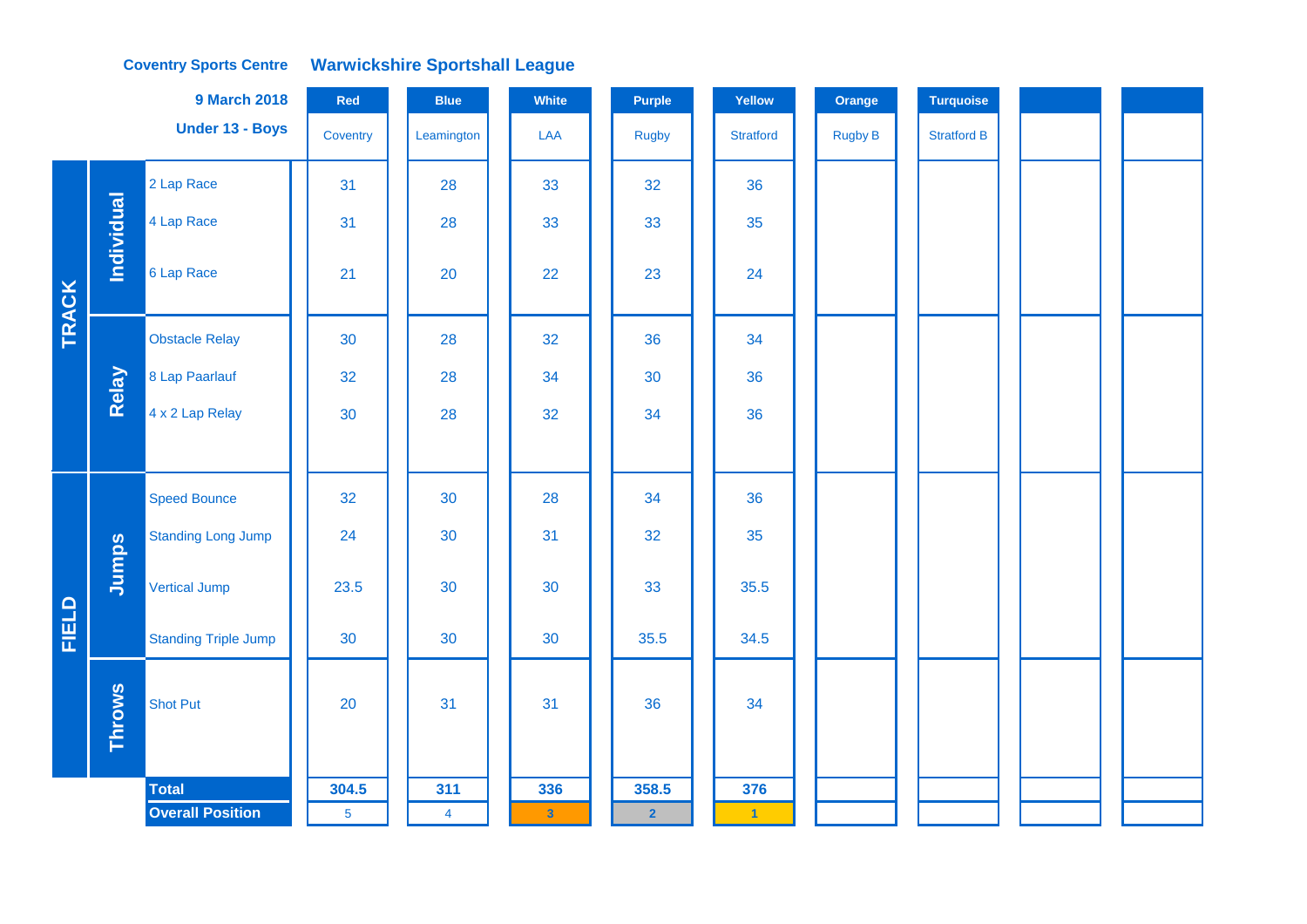**Coventry Sports Centre** **Warwickshire Sportshall League**

**9 March 2018**

**Under 13 - Boys**

| | | | Red | Blue | White | Purple | Yellow | Orange | Turquoise | | |
|---|---|---|---|---|---|---|---|---|---|---|---|
| | | | Coventry | Leamington | LAA | Rugby | Stratford | Rugby B | Stratford B | | |
| TRACK | Individual | 2 Lap Race | 31 | 28 | 33 | 32 | 36 | | | | |
| | | 4 Lap Race | 31 | 28 | 33 | 33 | 35 | | | | |
| | | 6 Lap Race | 21 | 20 | 22 | 23 | 24 | | | | |
| | Relay | Obstacle Relay | 30 | 28 | 32 | 36 | 34 | | | | |
| | | 8 Lap Paarlauf | 32 | 28 | 34 | 30 | 36 | | | | |
| | | 4 x 2 Lap Relay | 30 | 28 | 32 | 34 | 36 | | | | |
| FIELD | Jumps | Speed Bounce | 32 | 30 | 28 | 34 | 36 | | | | |
| | | Standing Long Jump | 24 | 30 | 31 | 32 | 35 | | | | |
| | | Vertical Jump | 23.5 | 30 | 30 | 33 | 35.5 | | | | |
| | | Standing Triple Jump | 30 | 30 | 30 | 35.5 | 34.5 | | | | |
| | Throws | Shot Put | 20 | 31 | 31 | 36 | 34 | | | | |
| | | **Total** | **304.5** | **311** | **336** | **358.5** | **376** | | | | |
| | | **Overall Position** | 5 | 4 | 3 | 2 | 1 | | | | |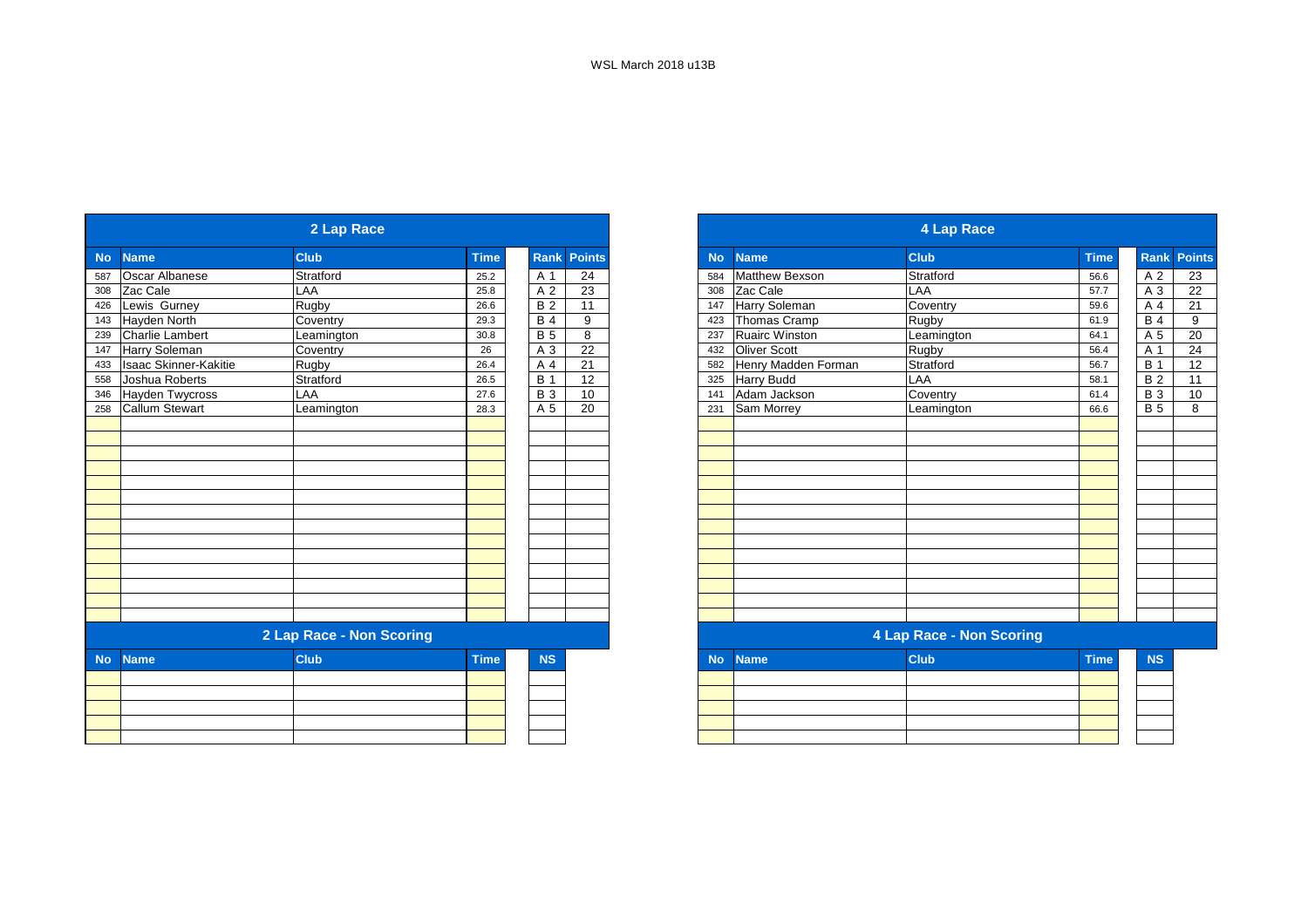WSL March 2018 u13B

## 2 Lap Race

| No | Name | Club | Time | Rank | Points |
|---|---|---|---|---|---|
| 587 | Oscar Albanese | Stratford | 25.2 | A 1 | 24 |
| 308 | Zac Cale | LAA | 25.8 | A 2 | 23 |
| 426 | Lewis Gurney | Rugby | 26.6 | B 2 | 11 |
| 143 | Hayden North | Coventry | 29.3 | B 4 | 9 |
| 239 | Charlie Lambert | Leamington | 30.8 | B 5 | 8 |
| 147 | Harry Soleman | Coventry | 26 | A 3 | 22 |
| 433 | Isaac Skinner-Kakitie | Rugby | 26.4 | A 4 | 21 |
| 558 | Joshua Roberts | Stratford | 26.5 | B 1 | 12 |
| 346 | Hayden Twycross | LAA | 27.6 | B 3 | 10 |
| 258 | Callum Stewart | Leamington | 28.3 | A 5 | 20 |

## 2 Lap Race - Non Scoring

| No | Name | Club | Time | NS |
|---|---|---|---|---|

## 4 Lap Race

| No | Name | Club | Time | Rank | Points |
|---|---|---|---|---|---|
| 584 | Matthew Bexson | Stratford | 56.6 | A 2 | 23 |
| 308 | Zac Cale | LAA | 57.7 | A 3 | 22 |
| 147 | Harry Soleman | Coventry | 59.6 | A 4 | 21 |
| 423 | Thomas Cramp | Rugby | 61.9 | B 4 | 9 |
| 237 | Ruairc Winston | Leamington | 64.1 | A 5 | 20 |
| 432 | Oliver Scott | Rugby | 56.4 | A 1 | 24 |
| 582 | Henry Madden Forman | Stratford | 56.7 | B 1 | 12 |
| 325 | Harry Budd | LAA | 58.1 | B 2 | 11 |
| 141 | Adam Jackson | Coventry | 61.4 | B 3 | 10 |
| 231 | Sam Morrey | Leamington | 66.6 | B 5 | 8 |

## 4 Lap Race - Non Scoring

| No | Name | Club | Time | NS |
|---|---|---|---|---|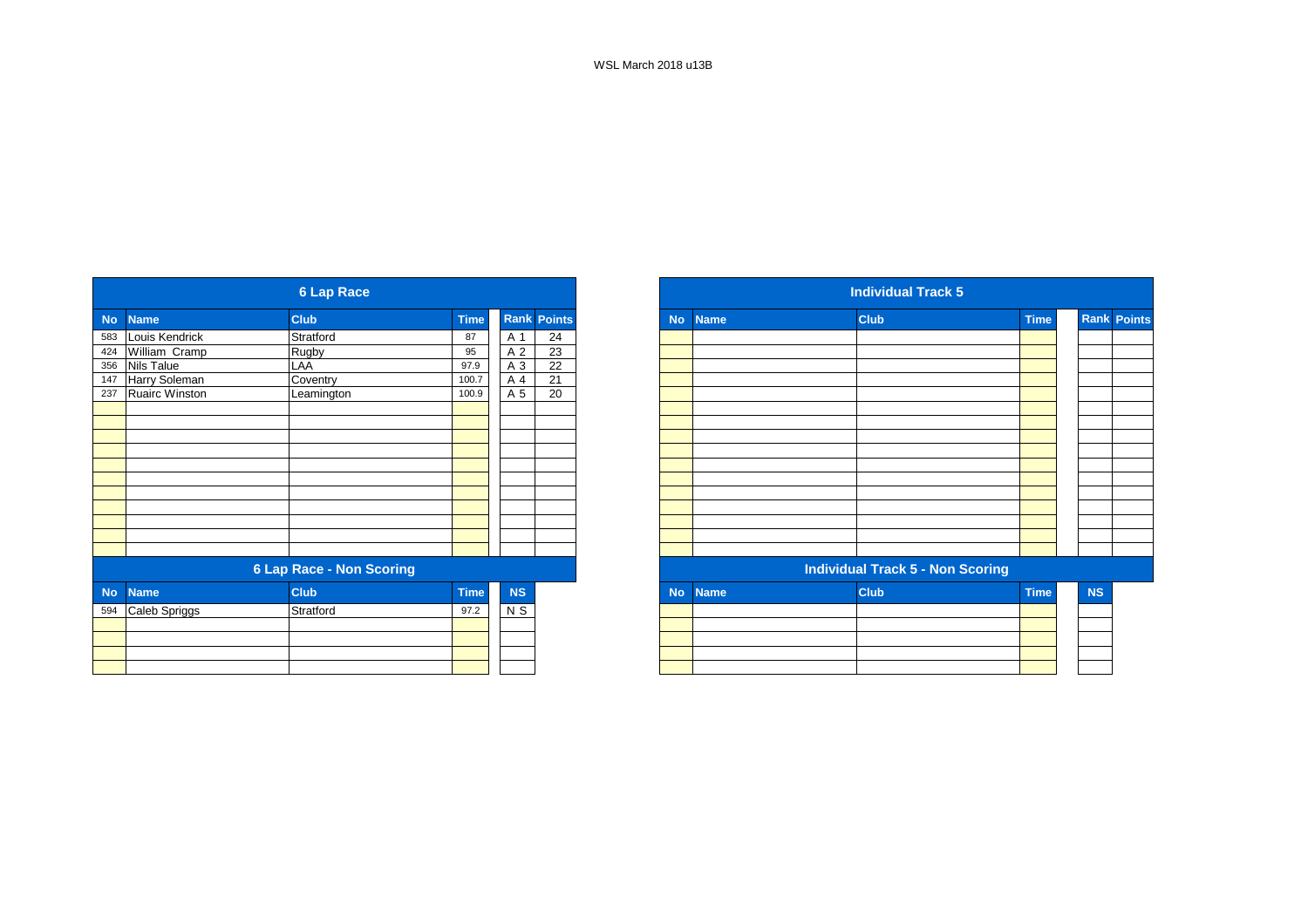WSL March 2018 u13B

## 6 Lap Race

| No | Name | Club | Time | Rank | Points |
|---|---|---|---|---|---|
| 583 | Louis Kendrick | Stratford | 87 | A 1 | 24 |
| 424 | William Cramp | Rugby | 95 | A 2 | 23 |
| 356 | Nils Talue | LAA | 97.9 | A 3 | 22 |
| 147 | Harry Soleman | Coventry | 100.7 | A 4 | 21 |
| 237 | Ruairc Winston | Leamington | 100.9 | A 5 | 20 |

## 6 Lap Race - Non Scoring

| No | Name | Club | Time | NS |
|---|---|---|---|---|
| 594 | Caleb Spriggs | Stratford | 97.2 | N S |

## Individual Track 5

| No | Name | Club | Time | Rank | Points |
|---|---|---|---|---|---|

## Individual Track 5 - Non Scoring

| No | Name | Club | Time | NS |
|---|---|---|---|---|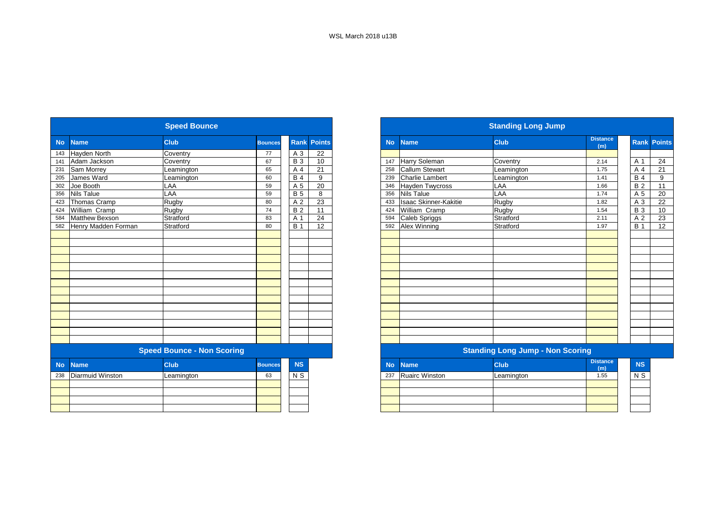WSL March 2018 u13B

## Speed Bounce

| No | Name | Club | Bounces | Rank | Points |
|---|---|---|---|---|---|
| 143 | Hayden North | Coventry | 77 | A 3 | 22 |
| 141 | Adam Jackson | Coventry | 67 | B 3 | 10 |
| 231 | Sam Morrey | Leamington | 65 | A 4 | 21 |
| 205 | James Ward | Leamington | 60 | B 4 | 9 |
| 302 | Joe Booth | LAA | 59 | A 5 | 20 |
| 356 | Nils Talue | LAA | 59 | B 5 | 8 |
| 423 | Thomas Cramp | Rugby | 80 | A 2 | 23 |
| 424 | William Cramp | Rugby | 74 | B 2 | 11 |
| 584 | Matthew Bexson | Stratford | 83 | A 1 | 24 |
| 582 | Henry Madden Forman | Stratford | 80 | B 1 | 12 |

## Speed Bounce - Non Scoring

| No | Name | Club | Bounces | NS |
|---|---|---|---|---|
| 238 | Diarmuid Winston | Leamington | 63 | N S |

## Standing Long Jump

| No | Name | Club | Distance (m) | Rank | Points |
|---|---|---|---|---|---|
| 147 | Harry Soleman | Coventry | 2.14 | A 1 | 24 |
| 258 | Callum Stewart | Leamington | 1.75 | A 4 | 21 |
| 239 | Charlie Lambert | Leamington | 1.41 | B 4 | 9 |
| 346 | Hayden Twycross | LAA | 1.66 | B 2 | 11 |
| 356 | Nils Talue | LAA | 1.74 | A 5 | 20 |
| 433 | Isaac Skinner-Kakitie | Rugby | 1.82 | A 3 | 22 |
| 424 | William Cramp | Rugby | 1.54 | B 3 | 10 |
| 594 | Caleb Spriggs | Stratford | 2.11 | A 2 | 23 |
| 592 | Alex Winning | Stratford | 1.97 | B 1 | 12 |

## Standing Long Jump - Non Scoring

| No | Name | Club | Distance (m) | NS |
|---|---|---|---|---|
| 237 | Ruairc Winston | Leamington | 1.55 | N S |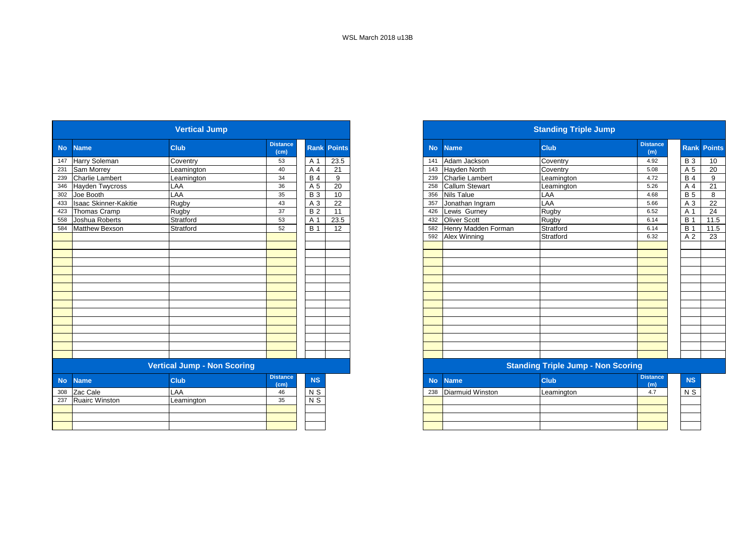WSL March 2018 u13B

## Vertical Jump

| No | Name | Club | Distance (cm) | Rank | Points |
|---|---|---|---|---|---|
| 147 | Harry Soleman | Coventry | 53 | A 1 | 23.5 |
| 231 | Sam Morrey | Leamington | 40 | A 4 | 21 |
| 239 | Charlie Lambert | Leamington | 34 | B 4 | 9 |
| 346 | Hayden Twycross | LAA | 36 | A 5 | 20 |
| 302 | Joe Booth | LAA | 35 | B 3 | 10 |
| 433 | Isaac Skinner-Kakitie | Rugby | 43 | A 3 | 22 |
| 423 | Thomas Cramp | Rugby | 37 | B 2 | 11 |
| 558 | Joshua Roberts | Stratford | 53 | A 1 | 23.5 |
| 584 | Matthew Bexson | Stratford | 52 | B 1 | 12 |

## Vertical Jump - Non Scoring

| No | Name | Club | Distance (cm) | NS |
|---|---|---|---|---|
| 308 | Zac Cale | LAA | 46 | N S |
| 237 | Ruairc Winston | Leamington | 35 | N S |

## Standing Triple Jump

| No | Name | Club | Distance (m) | Rank | Points |
|---|---|---|---|---|---|
| 141 | Adam Jackson | Coventry | 4.92 | B 3 | 10 |
| 143 | Hayden North | Coventry | 5.08 | A 5 | 20 |
| 239 | Charlie Lambert | Leamington | 4.72 | B 4 | 9 |
| 258 | Callum Stewart | Leamington | 5.26 | A 4 | 21 |
| 356 | Nils Talue | LAA | 4.68 | B 5 | 8 |
| 357 | Jonathan Ingram | LAA | 5.66 | A 3 | 22 |
| 426 | Lewis Gurney | Rugby | 6.52 | A 1 | 24 |
| 432 | Oliver Scott | Rugby | 6.14 | B 1 | 11.5 |
| 582 | Henry Madden Forman | Stratford | 6.14 | B 1 | 11.5 |
| 592 | Alex Winning | Stratford | 6.32 | A 2 | 23 |

## Standing Triple Jump - Non Scoring

| No | Name | Club | Distance (m) | NS |
|---|---|---|---|---|
| 238 | Diarmuid Winston | Leamington | 4.7 | N S |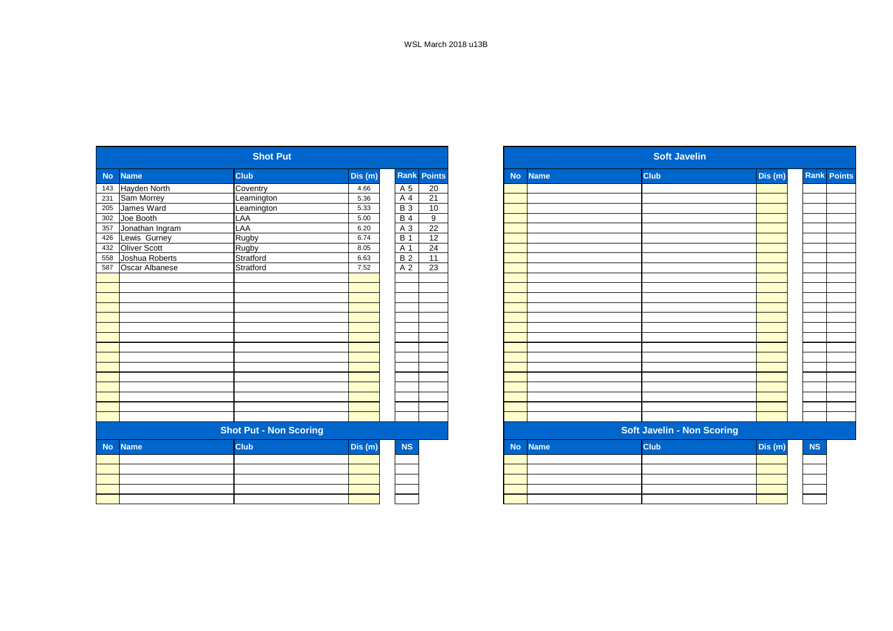WSL March 2018 u13B

## Shot Put

| No | Name | Club | Dis (m) | | Rank | Points |
|---|---|---|---|---|---|---|
| 143 | Hayden North | Coventry | 4.66 | | A 5 | 20 |
| 231 | Sam Morrey | Leamington | 5.36 | | A 4 | 21 |
| 205 | James Ward | Leamington | 5.33 | | B 3 | 10 |
| 302 | Joe Booth | LAA | 5.00 | | B 4 | 9 |
| 357 | Jonathan Ingram | LAA | 6.20 | | A 3 | 22 |
| 426 | Lewis Gurney | Rugby | 6.74 | | B 1 | 12 |
| 432 | Oliver Scott | Rugby | 8.05 | | A 1 | 24 |
| 558 | Joshua Roberts | Stratford | 6.63 | | B 2 | 11 |
| 587 | Oscar Albanese | Stratford | 7.52 | | A 2 | 23 |

## Shot Put - Non Scoring

| No | Name | Club | Dis (m) | | NS |
|---|---|---|---|---|---|

## Soft Javelin

| No | Name | Club | Dis (m) | | Rank | Points |
|---|---|---|---|---|---|---|

## Soft Javelin - Non Scoring

| No | Name | Club | Dis (m) | | NS |
|---|---|---|---|---|---|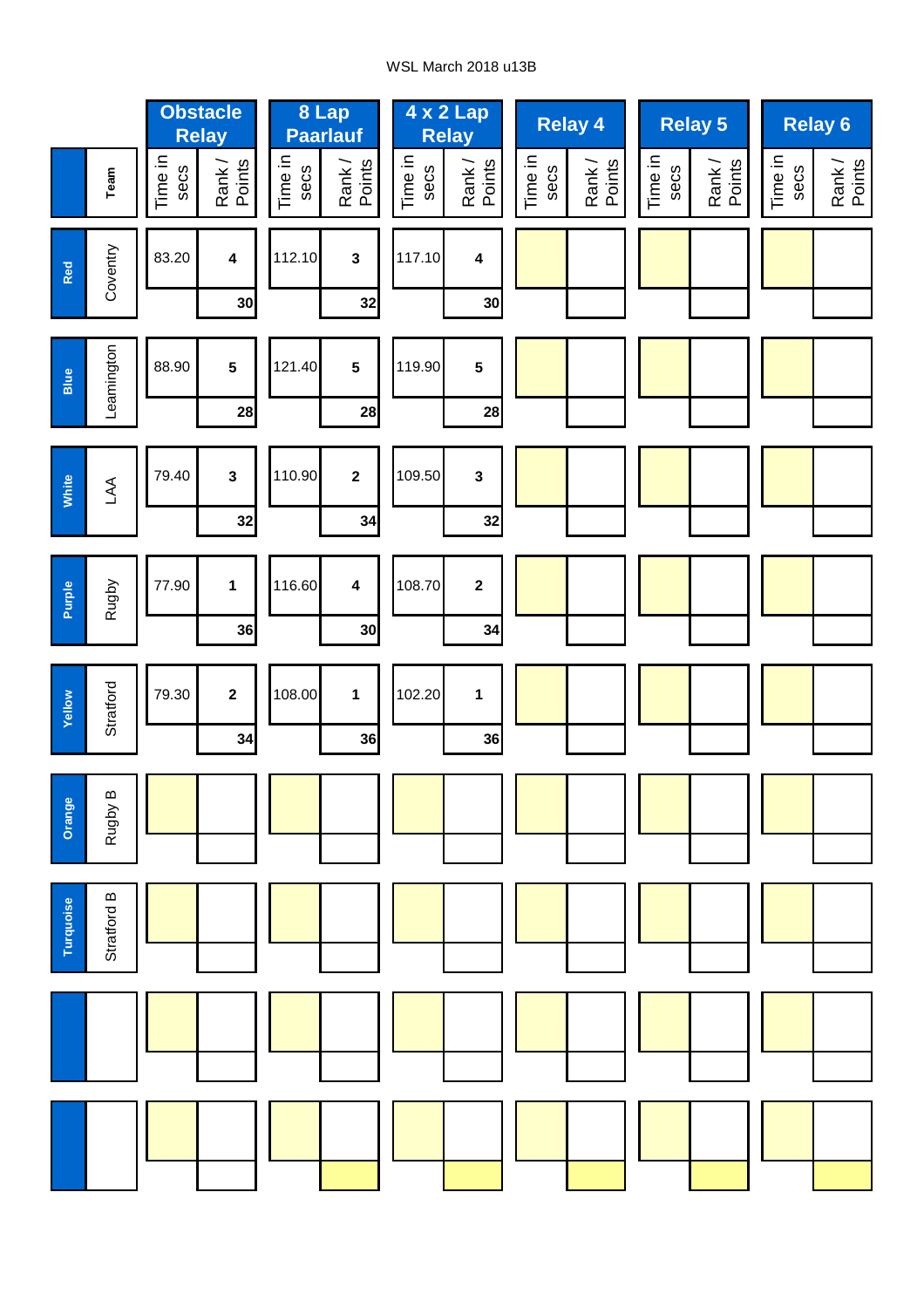WSL March 2018 u13B

| | Team | Obstacle Relay | | 8 Lap Paarlauf | | 4 x 2 Lap Relay | | Relay 4 | | Relay 5 | | Relay 6 | |
|---|---|---|---|---|---|---|---|---|---|---|---|---|---|
| | | Time in secs | Rank / Points | Time in secs | Rank / Points | Time in secs | Rank / Points | Time in secs | Rank / Points | Time in secs | Rank / Points | Time in secs | Rank / Points |
| Red | Coventry | 83.20 | 4 | 112.10 | 3 | 117.10 | 4 | | | | | | |
| | | | 30 | | 32 | | 30 | | | | | | |
| Blue | Leamington | 88.90 | 5 | 121.40 | 5 | 119.90 | 5 | | | | | | |
| | | | 28 | | 28 | | 28 | | | | | | |
| White | LAA | 79.40 | 3 | 110.90 | 2 | 109.50 | 3 | | | | | | |
| | | | 32 | | 34 | | 32 | | | | | | |
| Purple | Rugby | 77.90 | 1 | 116.60 | 4 | 108.70 | 2 | | | | | | |
| | | | 36 | | 30 | | 34 | | | | | | |
| Yellow | Stratford | 79.30 | 2 | 108.00 | 1 | 102.20 | 1 | | | | | | |
| | | | 34 | | 36 | | 36 | | | | | | |
| Orange | Rugby B | | | | | | | | | | | | |
| | | | | | | | | | | | | | |
| Turquoise | Stratford B | | | | | | | | | | | | |
| | | | | | | | | | | | | | |
| | | | | | | | | | | | | | |
| | | | | | | | | | | | | | |
| | | | | | | | | | | | | | |
| | | | | | | | | | | | | | |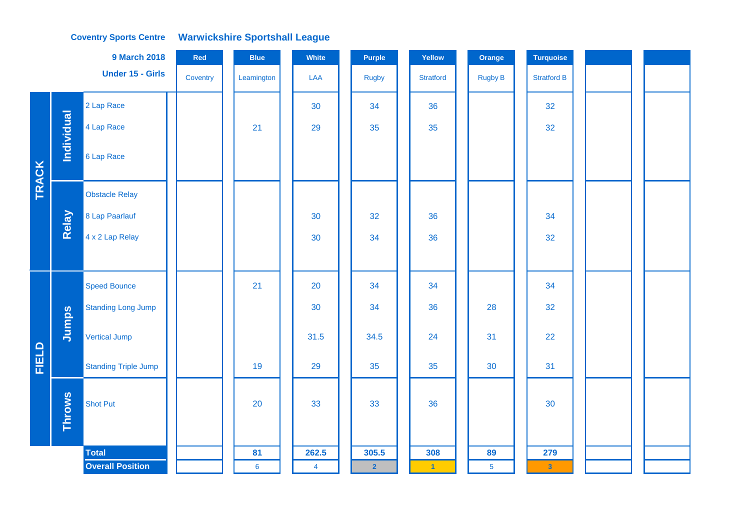**Coventry Sports Centre** **Warwickshire Sportshall League**

**9 March 2018**

**Under 15 - Girls**

| | | | Red | Blue | White | Purple | Yellow | Orange | Turquoise | | |
|---|---|---|---|---|---|---|---|---|---|---|---|
| | | | Coventry | Leamington | LAA | Rugby | Stratford | Rugby B | Stratford B | | |
| TRACK | Individual | 2 Lap Race | | | 30 | 34 | 36 | | 32 | | |
| | | 4 Lap Race | | 21 | 29 | 35 | 35 | | 32 | | |
| | | 6 Lap Race | | | | | | | | | |
| | Relay | Obstacle Relay | | | | | | | | | |
| | | 8 Lap Paarlauf | | | 30 | 32 | 36 | | 34 | | |
| | | 4 x 2 Lap Relay | | | 30 | 34 | 36 | | 32 | | |
| FIELD | Jumps | Speed Bounce | | 21 | 20 | 34 | 34 | | 34 | | |
| | | Standing Long Jump | | | 30 | 34 | 36 | 28 | 32 | | |
| | | Vertical Jump | | | 31.5 | 34.5 | 24 | 31 | 22 | | |
| | | Standing Triple Jump | | 19 | 29 | 35 | 35 | 30 | 31 | | |
| | Throws | Shot Put | | 20 | 33 | 33 | 36 | | 30 | | |
| | | **Total** | | **81** | **262.5** | **305.5** | **308** | **89** | **279** | | |
| | | **Overall Position** | | 6 | 4 | 2 | 1 | 5 | 3 | | |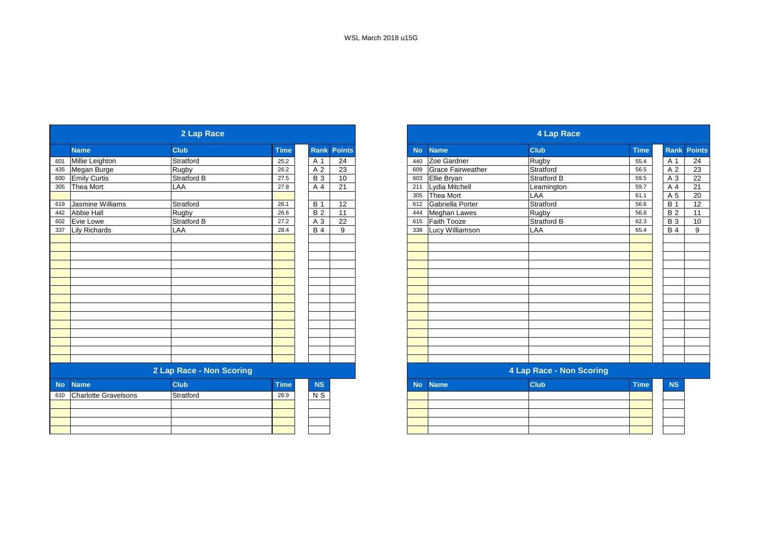# WSL March 2018 u15G

## 2 Lap Race

| No | Name | Club | Time | Rank | Points |
|---|---|---|---|---|---|
| 601 | Millie Leighton | Stratford | 25.2 | A 1 | 24 |
| 435 | Megan Burge | Rugby | 26.2 | A 2 | 23 |
| 600 | Emily Curtis | Stratford B | 27.5 | B 3 | 10 |
| 305 | Thea Mort | LAA | 27.8 | A 4 | 21 |
| | | | | | |
| 619 | Jasmine Williams | Stratford | 26.1 | B 1 | 12 |
| 442 | Abbie Hall | Rugby | 26.6 | B 2 | 11 |
| 602 | Evie Lowe | Stratford B | 27.2 | A 3 | 22 |
| 337 | Lily Richards | LAA | 28.4 | B 4 | 9 |

## 2 Lap Race - Non Scoring

| No | Name | Club | Time | NS |
|---|---|---|---|---|
| 610 | Charlotte Gravelsons | Stratford | 26.9 | N S |

## 4 Lap Race

| No | Name | Club | Time | Rank | Points |
|---|---|---|---|---|---|
| 440 | Zoe Gardner | Rugby | 55.4 | A 1 | 24 |
| 609 | Grace Fairweather | Stratford | 56.5 | A 2 | 23 |
| 603 | Ellie Bryan | Stratford B | 59.5 | A 3 | 22 |
| 211 | Lydia Mitchell | Leamington | 59.7 | A 4 | 21 |
| 305 | Thea Mort | LAA | 61.1 | A 5 | 20 |
| 612 | Gabriella Porter | Stratford | 56.6 | B 1 | 12 |
| 444 | Meghan Lawes | Rugby | 56.8 | B 2 | 11 |
| 615 | Faith Tooze | Stratford B | 62.3 | B 3 | 10 |
| 338 | Lucy Williamson | LAA | 65.4 | B 4 | 9 |

## 4 Lap Race - Non Scoring

| No | Name | Club | Time | NS |
|---|---|---|---|---|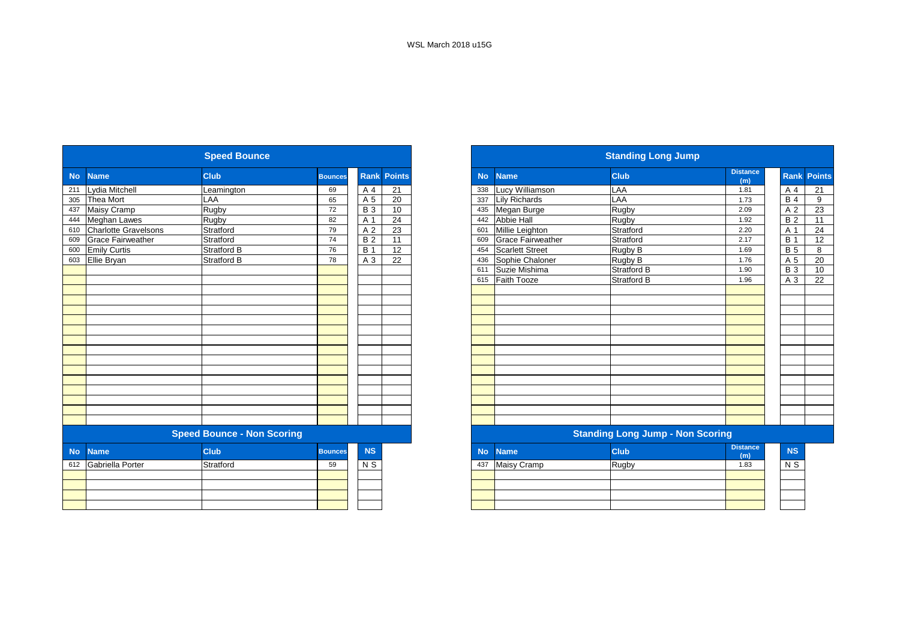WSL March 2018 u15G

## Speed Bounce

| No | Name | Club | Bounces | Rank | Points |
|---|---|---|---|---|---|
| 211 | Lydia Mitchell | Leamington | 69 | A 4 | 21 |
| 305 | Thea Mort | LAA | 65 | A 5 | 20 |
| 437 | Maisy Cramp | Rugby | 72 | B 3 | 10 |
| 444 | Meghan Lawes | Rugby | 82 | A 1 | 24 |
| 610 | Charlotte Gravelsons | Stratford | 79 | A 2 | 23 |
| 609 | Grace Fairweather | Stratford | 74 | B 2 | 11 |
| 600 | Emily Curtis | Stratford B | 76 | B 1 | 12 |
| 603 | Ellie Bryan | Stratford B | 78 | A 3 | 22 |

## Speed Bounce - Non Scoring

| No | Name | Club | Bounces | NS |
|---|---|---|---|---|
| 612 | Gabriella Porter | Stratford | 59 | N S |

## Standing Long Jump

| No | Name | Club | Distance (m) | Rank | Points |
|---|---|---|---|---|---|
| 338 | Lucy Williamson | LAA | 1.81 | A 4 | 21 |
| 337 | Lily Richards | LAA | 1.73 | B 4 | 9 |
| 435 | Megan Burge | Rugby | 2.09 | A 2 | 23 |
| 442 | Abbie Hall | Rugby | 1.92 | B 2 | 11 |
| 601 | Millie Leighton | Stratford | 2.20 | A 1 | 24 |
| 609 | Grace Fairweather | Stratford | 2.17 | B 1 | 12 |
| 454 | Scarlett Street | Rugby B | 1.69 | B 5 | 8 |
| 436 | Sophie Chaloner | Rugby B | 1.76 | A 5 | 20 |
| 611 | Suzie Mishima | Stratford B | 1.90 | B 3 | 10 |
| 615 | Faith Tooze | Stratford B | 1.96 | A 3 | 22 |

## Standing Long Jump - Non Scoring

| No | Name | Club | Distance (m) | NS |
|---|---|---|---|---|
| 437 | Maisy Cramp | Rugby | 1.83 | N S |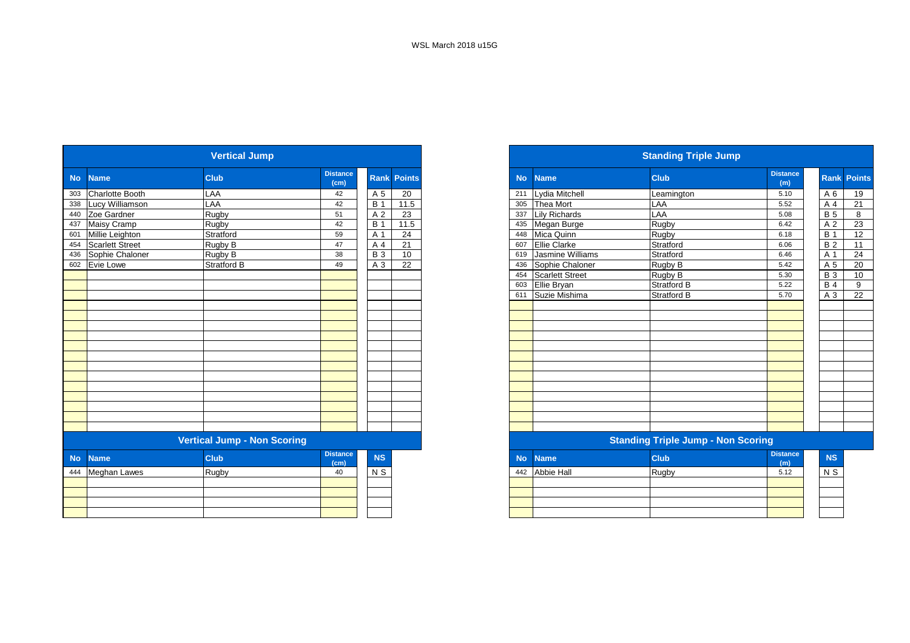WSL March 2018 u15G

## Vertical Jump

| No | Name | Club | Distance (cm) | Rank | Points |
|---|---|---|---|---|---|
| 303 | Charlotte Booth | LAA | 42 | A 5 | 20 |
| 338 | Lucy Williamson | LAA | 42 | B 1 | 11.5 |
| 440 | Zoe Gardner | Rugby | 51 | A 2 | 23 |
| 437 | Maisy Cramp | Rugby | 42 | B 1 | 11.5 |
| 601 | Millie Leighton | Stratford | 59 | A 1 | 24 |
| 454 | Scarlett Street | Rugby B | 47 | A 4 | 21 |
| 436 | Sophie Chaloner | Rugby B | 38 | B 3 | 10 |
| 602 | Evie Lowe | Stratford B | 49 | A 3 | 22 |

## Vertical Jump - Non Scoring

| No | Name | Club | Distance (cm) | NS |
|---|---|---|---|---|
| 444 | Meghan Lawes | Rugby | 40 | N S |

## Standing Triple Jump

| No | Name | Club | Distance (m) | Rank | Points |
|---|---|---|---|---|---|
| 211 | Lydia Mitchell | Leamington | 5.10 | A 6 | 19 |
| 305 | Thea Mort | LAA | 5.52 | A 4 | 21 |
| 337 | Lily Richards | LAA | 5.08 | B 5 | 8 |
| 435 | Megan Burge | Rugby | 6.42 | A 2 | 23 |
| 448 | Mica Quinn | Rugby | 6.18 | B 1 | 12 |
| 607 | Ellie Clarke | Stratford | 6.06 | B 2 | 11 |
| 619 | Jasmine Williams | Stratford | 6.46 | A 1 | 24 |
| 436 | Sophie Chaloner | Rugby B | 5.42 | A 5 | 20 |
| 454 | Scarlett Street | Rugby B | 5.30 | B 3 | 10 |
| 603 | Ellie Bryan | Stratford B | 5.22 | B 4 | 9 |
| 611 | Suzie Mishima | Stratford B | 5.70 | A 3 | 22 |

## Standing Triple Jump - Non Scoring

| No | Name | Club | Distance (m) | NS |
|---|---|---|---|---|
| 442 | Abbie Hall | Rugby | 5.12 | N S |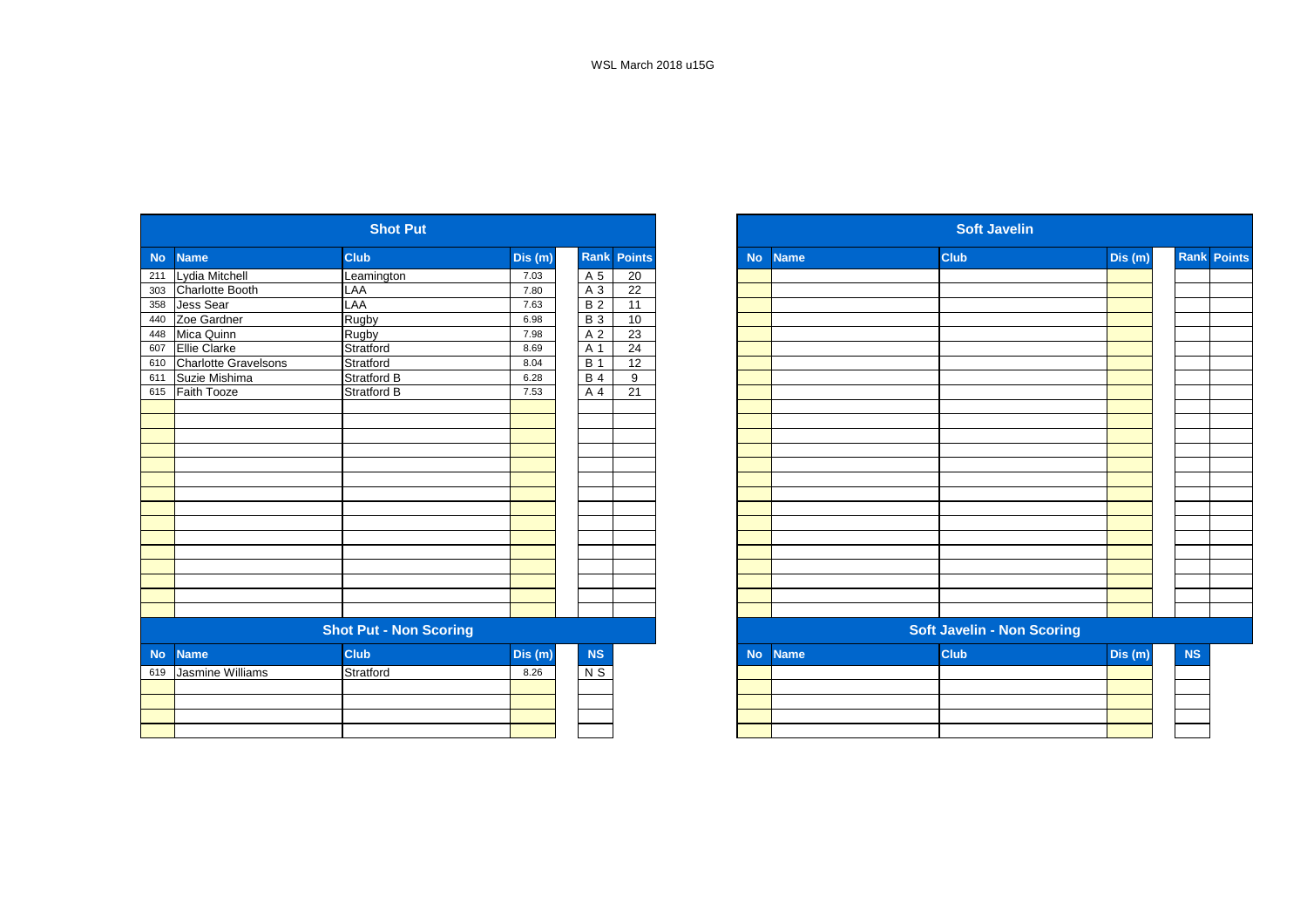WSL March 2018 u15G

## Shot Put

| No | Name | Club | Dis (m) | Rank | Points |
|---|---|---|---|---|---|
| 211 | Lydia Mitchell | Leamington | 7.03 | A 5 | 20 |
| 303 | Charlotte Booth | LAA | 7.80 | A 3 | 22 |
| 358 | Jess Sear | LAA | 7.63 | B 2 | 11 |
| 440 | Zoe Gardner | Rugby | 6.98 | B 3 | 10 |
| 448 | Mica Quinn | Rugby | 7.98 | A 2 | 23 |
| 607 | Ellie Clarke | Stratford | 8.69 | A 1 | 24 |
| 610 | Charlotte Gravelsons | Stratford | 8.04 | B 1 | 12 |
| 611 | Suzie Mishima | Stratford B | 6.28 | B 4 | 9 |
| 615 | Faith Tooze | Stratford B | 7.53 | A 4 | 21 |

## Shot Put - Non Scoring

| No | Name | Club | Dis (m) | NS |
|---|---|---|---|---|
| 619 | Jasmine Williams | Stratford | 8.26 | N S |

## Soft Javelin

| No | Name | Club | Dis (m) | Rank | Points |
|---|---|---|---|---|---|

## Soft Javelin - Non Scoring

| No | Name | Club | Dis (m) | NS |
|---|---|---|---|---|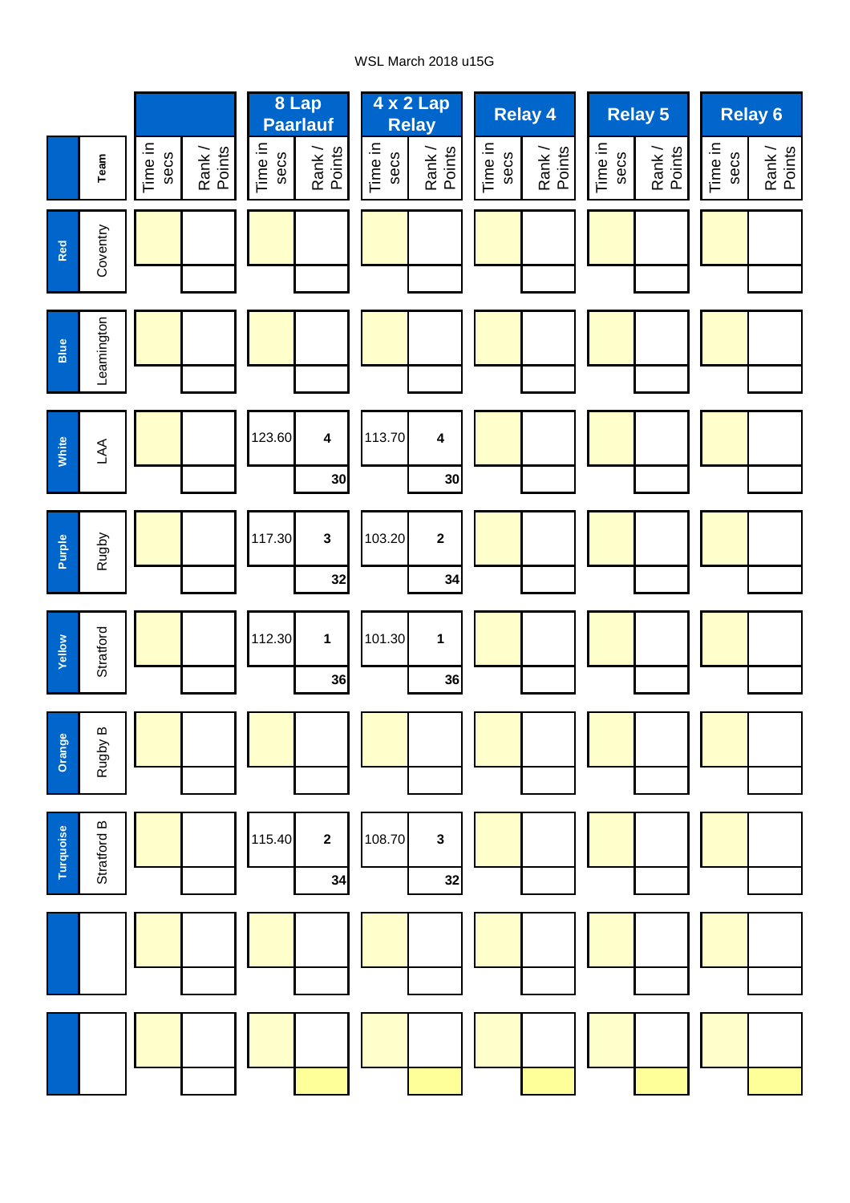WSL March 2018 u15G

| | | | | 8 Lap Paarlauf | | 4 x 2 Lap Relay | | Relay 4 | | Relay 5 | | Relay 6 | |
|---|---|---|---|---|---|---|---|---|---|---|---|---|---|
| | Team | Time in secs | Rank / Points | Time in secs | Rank / Points | Time in secs | Rank / Points | Time in secs | Rank / Points | Time in secs | Rank / Points | Time in secs | Rank / Points |
| Red | Coventry | | | | | | | | | | | | |
| Blue | Leamington | | | | | | | | | | | | |
| White | LAA | | | 123.60 | 4 / 30 | 113.70 | 4 / 30 | | | | | | |
| Purple | Rugby | | | 117.30 | 3 / 32 | 103.20 | 2 / 34 | | | | | | |
| Yellow | Stratford | | | 112.30 | 1 / 36 | 101.30 | 1 / 36 | | | | | | |
| Orange | Rugby B | | | | | | | | | | | | |
| Turquoise | Stratford B | | | 115.40 | 2 / 34 | 108.70 | 3 / 32 | | | | | | |
| | | | | | | | | | | | | | |
| | | | | | | | | | | | | | |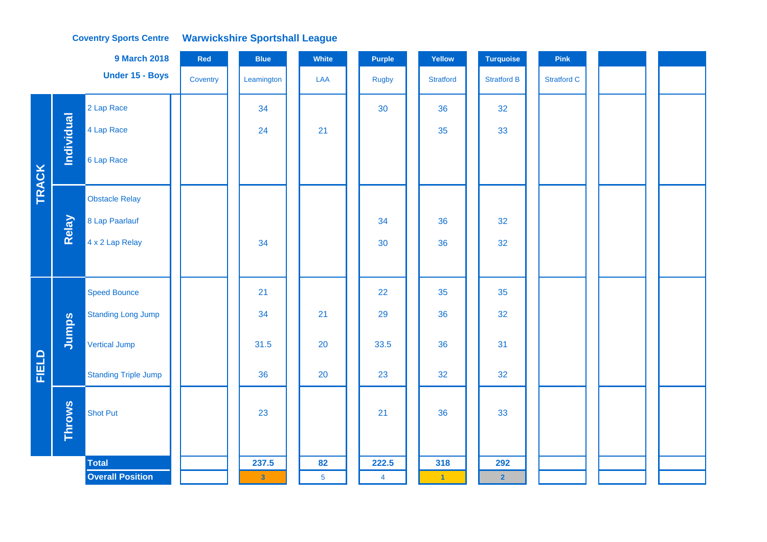**Coventry Sports Centre** **Warwickshire Sportshall League**

**9 March 2018**

**Under 15 - Boys**

| | | | Red | Blue | White | Purple | Yellow | Turquoise | Pink | | |
|---|---|---|---|---|---|---|---|---|---|---|---|
| | | | Coventry | Leamington | LAA | Rugby | Stratford | Stratford B | Stratford C | | |
| TRACK | Individual | 2 Lap Race | | 34 | | 30 | 36 | 32 | | | |
| | | 4 Lap Race | | 24 | 21 | | 35 | 33 | | | |
| | | 6 Lap Race | | | | | | | | | |
| | Relay | Obstacle Relay | | | | | | | | | |
| | | 8 Lap Paarlauf | | | | 34 | 36 | 32 | | | |
| | | 4 x 2 Lap Relay | | 34 | | 30 | 36 | 32 | | | |
| FIELD | Jumps | Speed Bounce | | 21 | | 22 | 35 | 35 | | | |
| | | Standing Long Jump | | 34 | 21 | 29 | 36 | 32 | | | |
| | | Vertical Jump | | 31.5 | 20 | 33.5 | 36 | 31 | | | |
| | | Standing Triple Jump | | 36 | 20 | 23 | 32 | 32 | | | |
| | Throws | Shot Put | | 23 | | 21 | 36 | 33 | | | |
| | | **Total** | | **237.5** | **82** | **222.5** | **318** | **292** | | | |
| | | **Overall Position** | | 3 | 5 | 4 | 1 | 2 | | | |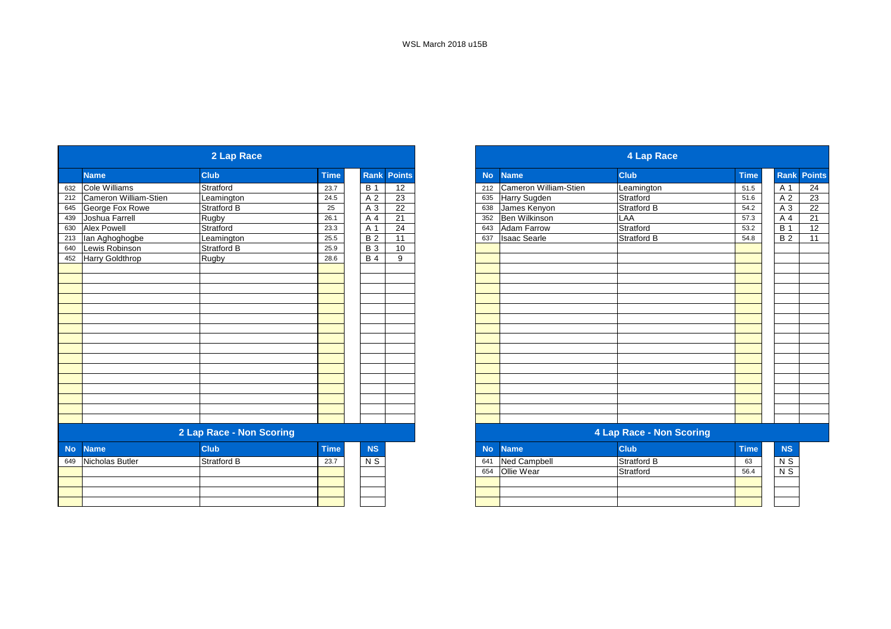WSL March 2018 u15B

## 2 Lap Race

| No | Name | Club | Time | Rank | Points |
|---|---|---|---|---|---|
| 632 | Cole Williams | Stratford | 23.7 | B 1 | 12 |
| 212 | Cameron William-Stien | Leamington | 24.5 | A 2 | 23 |
| 645 | George Fox Rowe | Stratford B | 25 | A 3 | 22 |
| 439 | Joshua Farrell | Rugby | 26.1 | A 4 | 21 |
| 630 | Alex Powell | Stratford | 23.3 | A 1 | 24 |
| 213 | Ian Aghoghogbe | Leamington | 25.5 | B 2 | 11 |
| 640 | Lewis Robinson | Stratford B | 25.9 | B 3 | 10 |
| 452 | Harry Goldthrop | Rugby | 28.6 | B 4 | 9 |

## 2 Lap Race - Non Scoring

| No | Name | Club | Time | NS |
|---|---|---|---|---|
| 649 | Nicholas Butler | Stratford B | 23.7 | N S |

## 4 Lap Race

| No | Name | Club | Time | Rank | Points |
|---|---|---|---|---|---|
| 212 | Cameron William-Stien | Leamington | 51.5 | A 1 | 24 |
| 635 | Harry Sugden | Stratford | 51.6 | A 2 | 23 |
| 638 | James Kenyon | Stratford B | 54.2 | A 3 | 22 |
| 352 | Ben Wilkinson | LAA | 57.3 | A 4 | 21 |
| 643 | Adam Farrow | Stratford | 53.2 | B 1 | 12 |
| 637 | Isaac Searle | Stratford B | 54.8 | B 2 | 11 |

## 4 Lap Race - Non Scoring

| No | Name | Club | Time | NS |
|---|---|---|---|---|
| 641 | Ned Campbell | Stratford B | 63 | N S |
| 654 | Ollie Wear | Stratford | 56.4 | N S |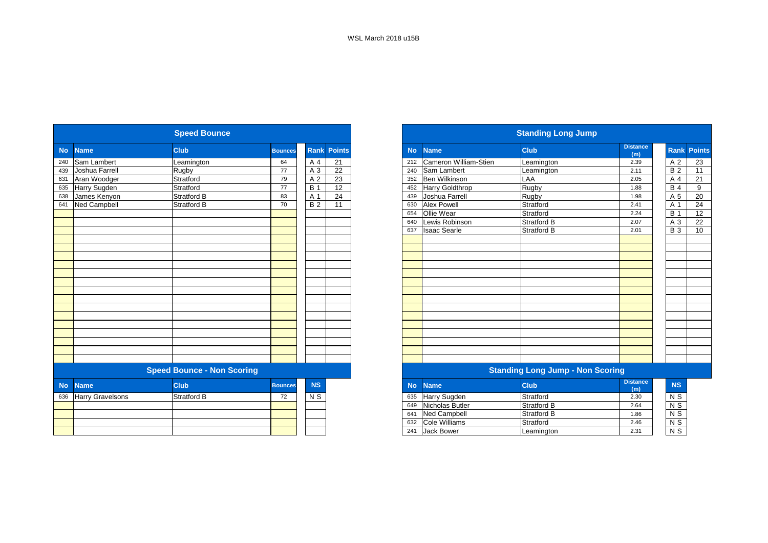WSL March 2018 u15B

## Speed Bounce

| No | Name | Club | Bounces | Rank | Points |
|---|---|---|---|---|---|
| 240 | Sam Lambert | Leamington | 64 | A 4 | 21 |
| 439 | Joshua Farrell | Rugby | 77 | A 3 | 22 |
| 631 | Aran Woodger | Stratford | 79 | A 2 | 23 |
| 635 | Harry Sugden | Stratford | 77 | B 1 | 12 |
| 638 | James Kenyon | Stratford B | 83 | A 1 | 24 |
| 641 | Ned Campbell | Stratford B | 70 | B 2 | 11 |

## Speed Bounce - Non Scoring

| No | Name | Club | Bounces | NS |
|---|---|---|---|---|
| 636 | Harry Gravelsons | Stratford B | 72 | N S |

## Standing Long Jump

| No | Name | Club | Distance (m) | Rank | Points |
|---|---|---|---|---|---|
| 212 | Cameron William-Stien | Leamington | 2.39 | A 2 | 23 |
| 240 | Sam Lambert | Leamington | 2.11 | B 2 | 11 |
| 352 | Ben Wilkinson | LAA | 2.05 | A 4 | 21 |
| 452 | Harry Goldthrop | Rugby | 1.88 | B 4 | 9 |
| 439 | Joshua Farrell | Rugby | 1.98 | A 5 | 20 |
| 630 | Alex Powell | Stratford | 2.41 | A 1 | 24 |
| 654 | Ollie Wear | Stratford | 2.24 | B 1 | 12 |
| 640 | Lewis Robinson | Stratford B | 2.07 | A 3 | 22 |
| 637 | Isaac Searle | Stratford B | 2.01 | B 3 | 10 |

## Standing Long Jump - Non Scoring

| No | Name | Club | Distance (m) | NS |
|---|---|---|---|---|
| 635 | Harry Sugden | Stratford | 2.30 | N S |
| 649 | Nicholas Butler | Stratford B | 2.64 | N S |
| 641 | Ned Campbell | Stratford B | 1.86 | N S |
| 632 | Cole Williams | Stratford | 2.46 | N S |
| 241 | Jack Bower | Leamington | 2.31 | N S |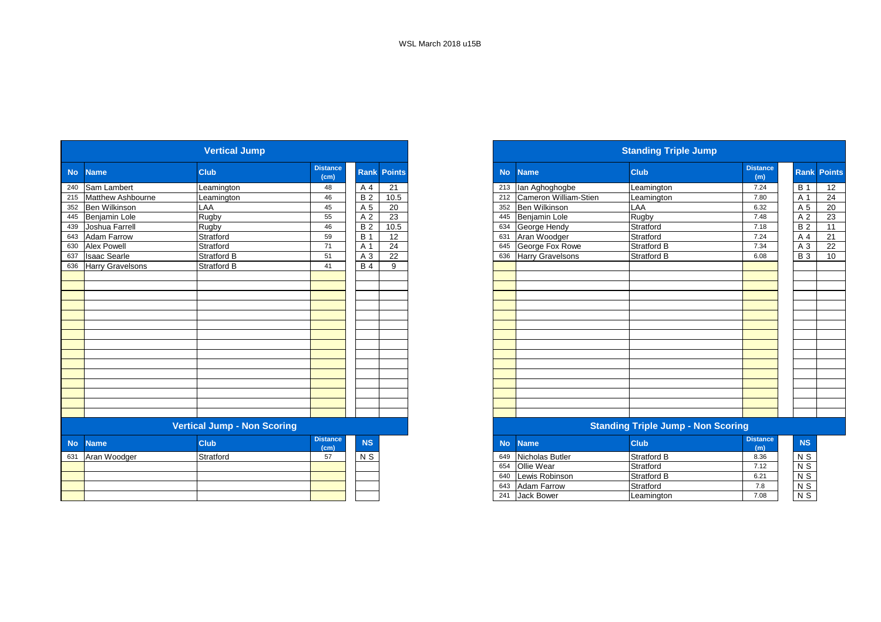WSL March 2018 u15B

## Vertical Jump

| No | Name | Club | Distance (cm) | Rank | Points |
|---|---|---|---|---|---|
| 240 | Sam Lambert | Leamington | 48 | A 4 | 21 |
| 215 | Matthew Ashbourne | Leamington | 46 | B 2 | 10.5 |
| 352 | Ben Wilkinson | LAA | 45 | A 5 | 20 |
| 445 | Benjamin Lole | Rugby | 55 | A 2 | 23 |
| 439 | Joshua Farrell | Rugby | 46 | B 2 | 10.5 |
| 643 | Adam Farrow | Stratford | 59 | B 1 | 12 |
| 630 | Alex Powell | Stratford | 71 | A 1 | 24 |
| 637 | Isaac Searle | Stratford B | 51 | A 3 | 22 |
| 636 | Harry Gravelsons | Stratford B | 41 | B 4 | 9 |

## Vertical Jump - Non Scoring

| No | Name | Club | Distance (cm) | NS |
|---|---|---|---|---|
| 631 | Aran Woodger | Stratford | 57 | N S |

## Standing Triple Jump

| No | Name | Club | Distance (m) | Rank | Points |
|---|---|---|---|---|---|
| 213 | Ian Aghoghogbe | Leamington | 7.24 | B 1 | 12 |
| 212 | Cameron William-Stien | Leamington | 7.80 | A 1 | 24 |
| 352 | Ben Wilkinson | LAA | 6.32 | A 5 | 20 |
| 445 | Benjamin Lole | Rugby | 7.48 | A 2 | 23 |
| 634 | George Hendy | Stratford | 7.18 | B 2 | 11 |
| 631 | Aran Woodger | Stratford | 7.24 | A 4 | 21 |
| 645 | George Fox Rowe | Stratford B | 7.34 | A 3 | 22 |
| 636 | Harry Gravelsons | Stratford B | 6.08 | B 3 | 10 |

## Standing Triple Jump - Non Scoring

| No | Name | Club | Distance (m) | NS |
|---|---|---|---|---|
| 649 | Nicholas Butler | Stratford B | 8.36 | N S |
| 654 | Ollie Wear | Stratford | 7.12 | N S |
| 640 | Lewis Robinson | Stratford B | 6.21 | N S |
| 643 | Adam Farrow | Stratford | 7.8 | N S |
| 241 | Jack Bower | Leamington | 7.08 | N S |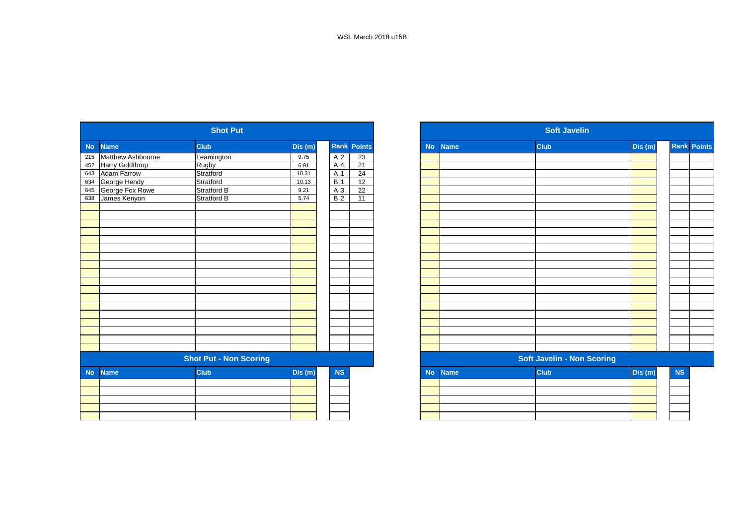WSL March 2018 u15B

## Shot Put

| No | Name | Club | Dis (m) | Rank | Points |
|---|---|---|---|---|---|
| 215 | Matthew Ashbourne | Leamington | 9.75 | A 2 | 23 |
| 452 | Harry Goldthrop | Rugby | 6.91 | A 4 | 21 |
| 643 | Adam Farrow | Stratford | 10.31 | A 1 | 24 |
| 634 | George Hendy | Stratford | 10.13 | B 1 | 12 |
| 645 | George Fox Rowe | Stratford B | 9.21 | A 3 | 22 |
| 638 | James Kenyon | Stratford B | 5.74 | B 2 | 11 |

## Shot Put - Non Scoring

| No | Name | Club | Dis (m) | NS |
|---|---|---|---|---|

## Soft Javelin

| No | Name | Club | Dis (m) | Rank | Points |
|---|---|---|---|---|---|

## Soft Javelin - Non Scoring

| No | Name | Club | Dis (m) | NS |
|---|---|---|---|---|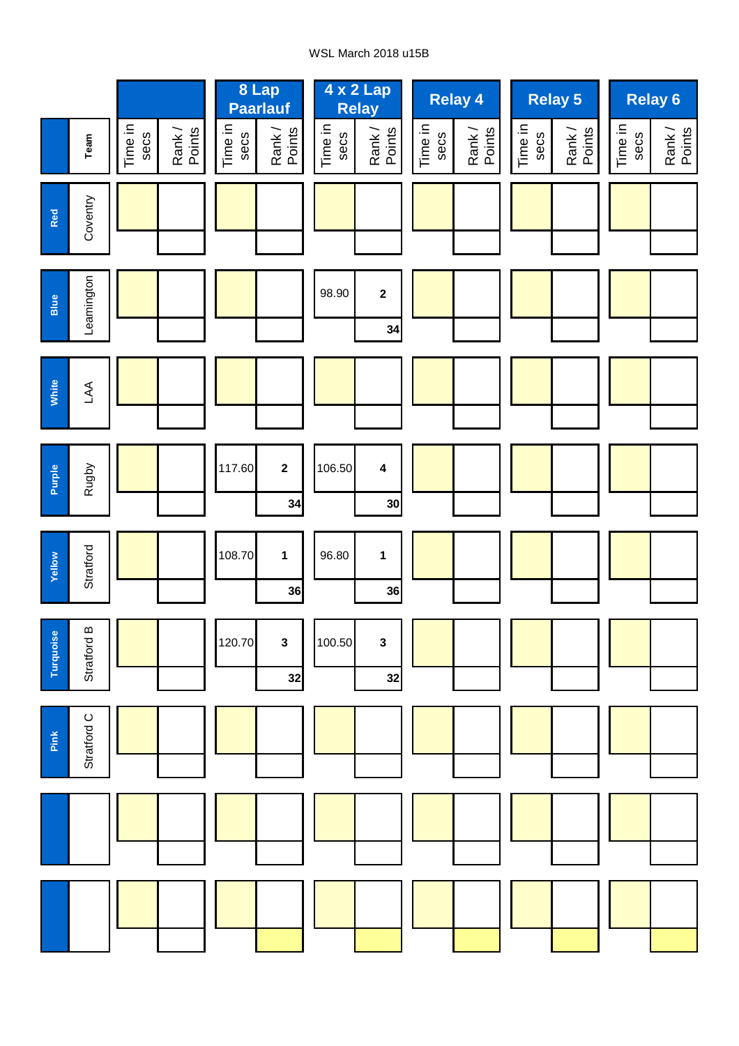WSL March 2018 u15B

| | Team | Time in secs | Rank / Points | 8 Lap Paarlauf: Time in secs | 8 Lap Paarlauf: Rank / Points | 4 x 2 Lap Relay: Time in secs | 4 x 2 Lap Relay: Rank / Points | Relay 4: Time in secs | Relay 4: Rank / Points | Relay 5: Time in secs | Relay 5: Rank / Points | Relay 6: Time in secs | Relay 6: Rank / Points |
|---|---|---|---|---|---|---|---|---|---|---|---|---|---|
| Red | Coventry | | | | | | | | | | | | |
| Blue | Leamington | | | | | 98.90 | 2 / 34 | | | | | | |
| White | LAA | | | | | | | | | | | | |
| Purple | Rugby | | | 117.60 | 2 / 34 | 106.50 | 4 / 30 | | | | | | |
| Yellow | Stratford | | | 108.70 | 1 / 36 | 96.80 | 1 / 36 | | | | | | |
| Turquoise | Stratford B | | | 120.70 | 3 / 32 | 100.50 | 3 / 32 | | | | | | |
| Pink | Stratford C | | | | | | | | | | | | |
| | | | | | | | | | | | | | |
| | | | | | | | | | | | | | |